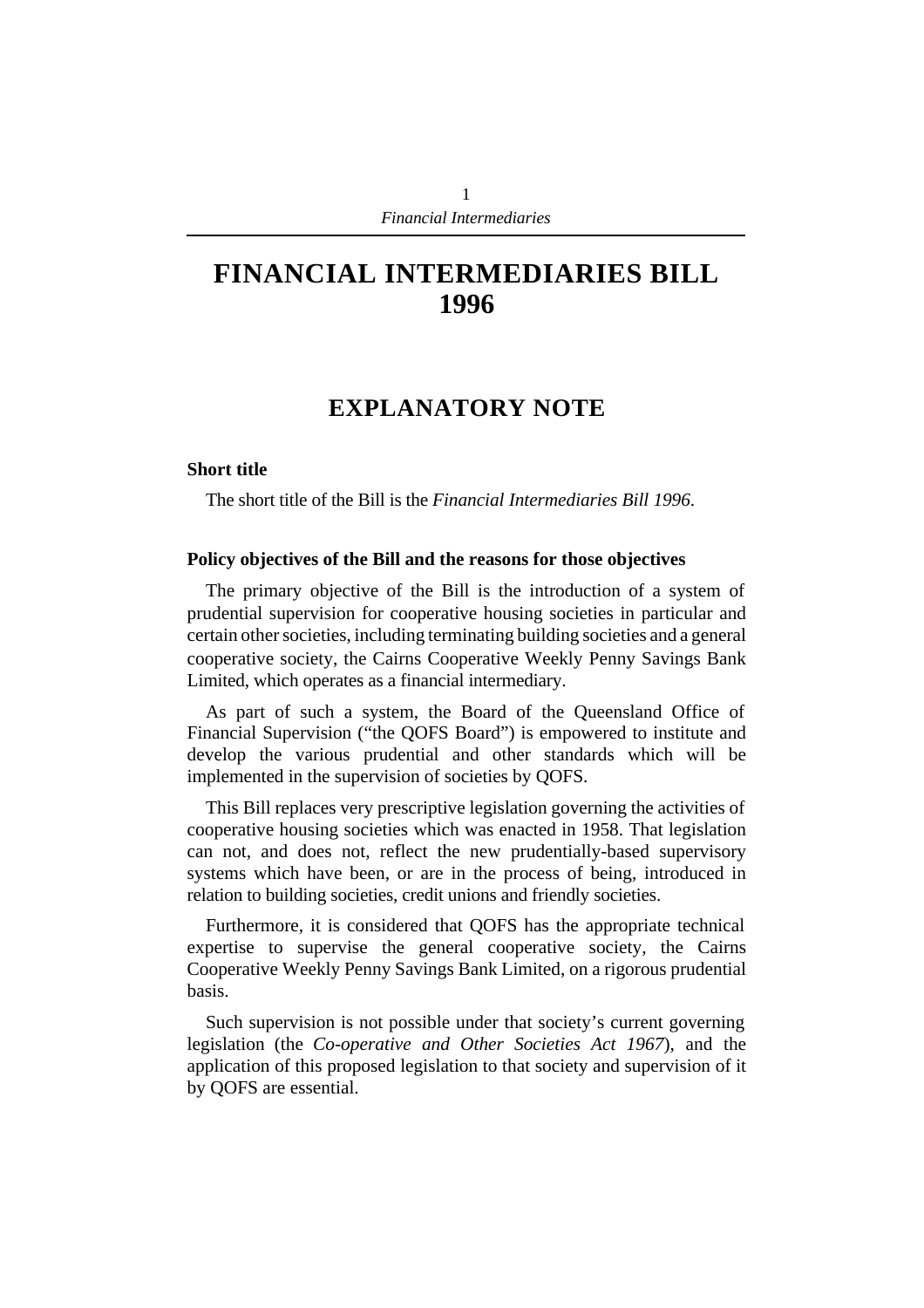# FINANCIAL INTERMEDIARIES BILL 1996

## EXPLANATORY NOTE

### Short title

The short title of the Bill is the *Financial Intermediaries Bill 1996*.

### Policy objectives of the Bill and the reasons for those objectives

The primary objective of the Bill is the introduction of a system of prudential supervision for cooperative housing societies in particular and certain other societies, including terminating building societies and a general cooperative society, the Cairns Cooperative Weekly Penny Savings Bank Limited, which operates as a financial intermediary.

As part of such a system, the Board of the Queensland Office of Financial Supervision ("the QOFS Board") is empowered to institute and develop the various prudential and other standards which will be implemented in the supervision of societies by QOFS.

This Bill replaces very prescriptive legislation governing the activities of cooperative housing societies which was enacted in 1958. That legislation can not, and does not, reflect the new prudentially-based supervisory systems which have been, or are in the process of being, introduced in relation to building societies, credit unions and friendly societies.

Furthermore, it is considered that QOFS has the appropriate technical expertise to supervise the general cooperative society, the Cairns Cooperative Weekly Penny Savings Bank Limited, on a rigorous prudential basis.

Such supervision is not possible under that society's current governing legislation (the *Co-operative and Other Societies Act 1967*), and the application of this proposed legislation to that society and supervision of it by QOFS are essential.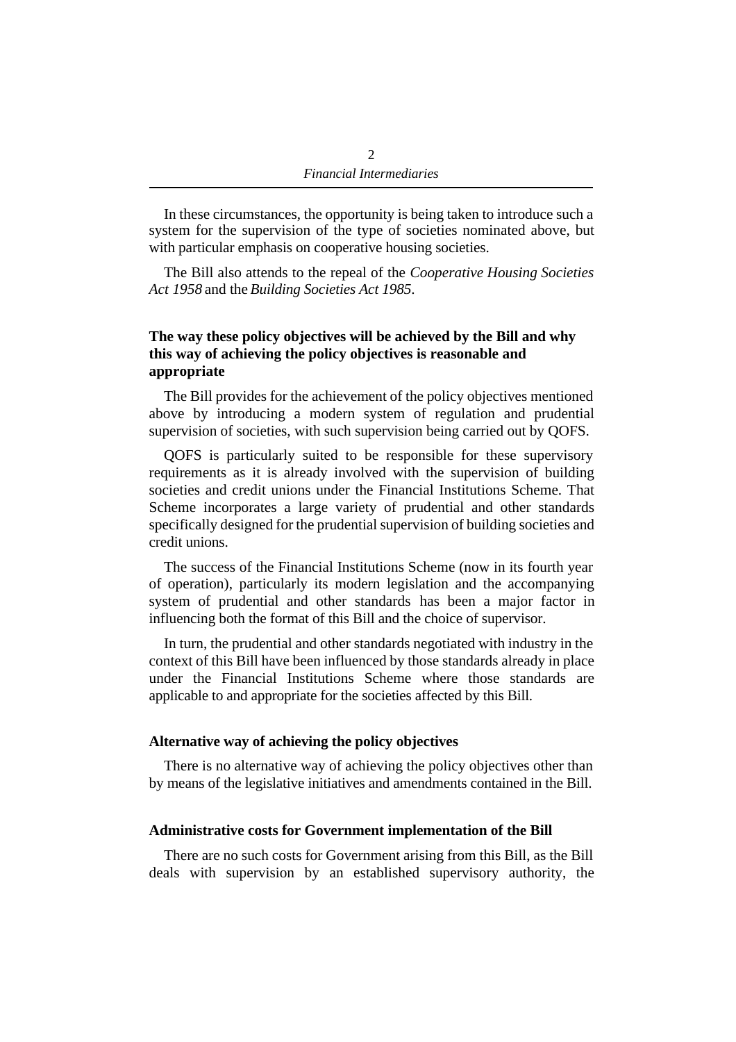In these circumstances, the opportunity is being taken to introduce such a system for the supervision of the type of societies nominated above, but with particular emphasis on cooperative housing societies.

The Bill also attends to the repeal of the *Cooperative Housing Societies Act 1958* and the *Building Societies Act 1985*.

### The way these policy objectives will be achieved by the Bill and why this way of achieving the policy objectives is reasonable and appropriate

The Bill provides for the achievement of the policy objectives mentioned above by introducing a modern system of regulation and prudential supervision of societies, with such supervision being carried out by QOFS.

QOFS is particularly suited to be responsible for these supervisory requirements as it is already involved with the supervision of building societies and credit unions under the Financial Institutions Scheme. That Scheme incorporates a large variety of prudential and other standards specifically designed for the prudential supervision of building societies and credit unions.

The success of the Financial Institutions Scheme (now in its fourth year of operation), particularly its modern legislation and the accompanying system of prudential and other standards has been a major factor in influencing both the format of this Bill and the choice of supervisor.

In turn, the prudential and other standards negotiated with industry in the context of this Bill have been influenced by those standards already in place under the Financial Institutions Scheme where those standards are applicable to and appropriate for the societies affected by this Bill.

### Alternative way of achieving the policy objectives

There is no alternative way of achieving the policy objectives other than by means of the legislative initiatives and amendments contained in the Bill.

### Administrative costs for Government implementation of the Bill

There are no such costs for Government arising from this Bill, as the Bill deals with supervision by an established supervisory authority, the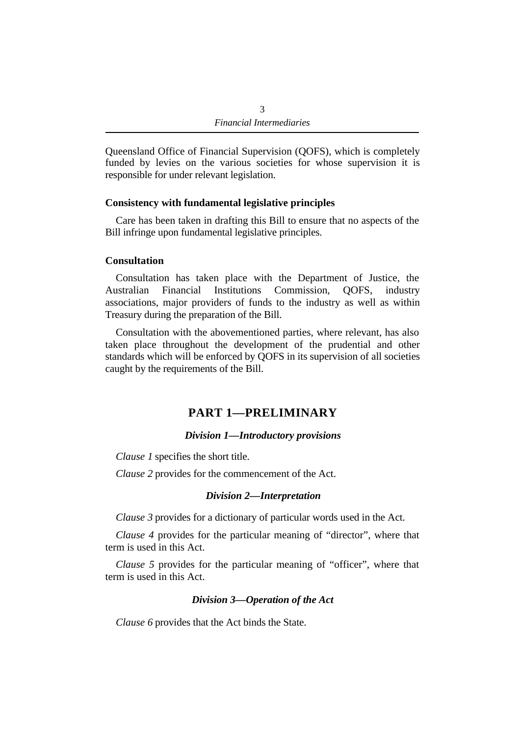Queensland Office of Financial Supervision (QOFS), which is completely funded by levies on the various societies for whose supervision it is responsible for under relevant legislation.

**Consistency with fundamental legislative principles**

Care has been taken in drafting this Bill to ensure that no aspects of the Bill infringe upon fundamental legislative principles.

**Consultation**

Consultation has taken place with the Department of Justice, the Australian Financial Institutions Commission, QOFS, industry associations, major providers of funds to the industry as well as within Treasury during the preparation of the Bill.

Consultation with the abovementioned parties, where relevant, has also taken place throughout the development of the prudential and other standards which will be enforced by QOFS in its supervision of all societies caught by the requirements of the Bill.

## PART 1—PRELIMINARY

### *Division 1—Introductory provisions*

*Clause 1* specifies the short title.

*Clause 2* provides for the commencement of the Act.

### *Division 2—Interpretation*

*Clause 3* provides for a dictionary of particular words used in the Act.

*Clause 4* provides for the particular meaning of "director", where that term is used in this Act.

*Clause 5* provides for the particular meaning of "officer", where that term is used in this Act.

### *Division 3—Operation of the Act*

*Clause 6* provides that the Act binds the State.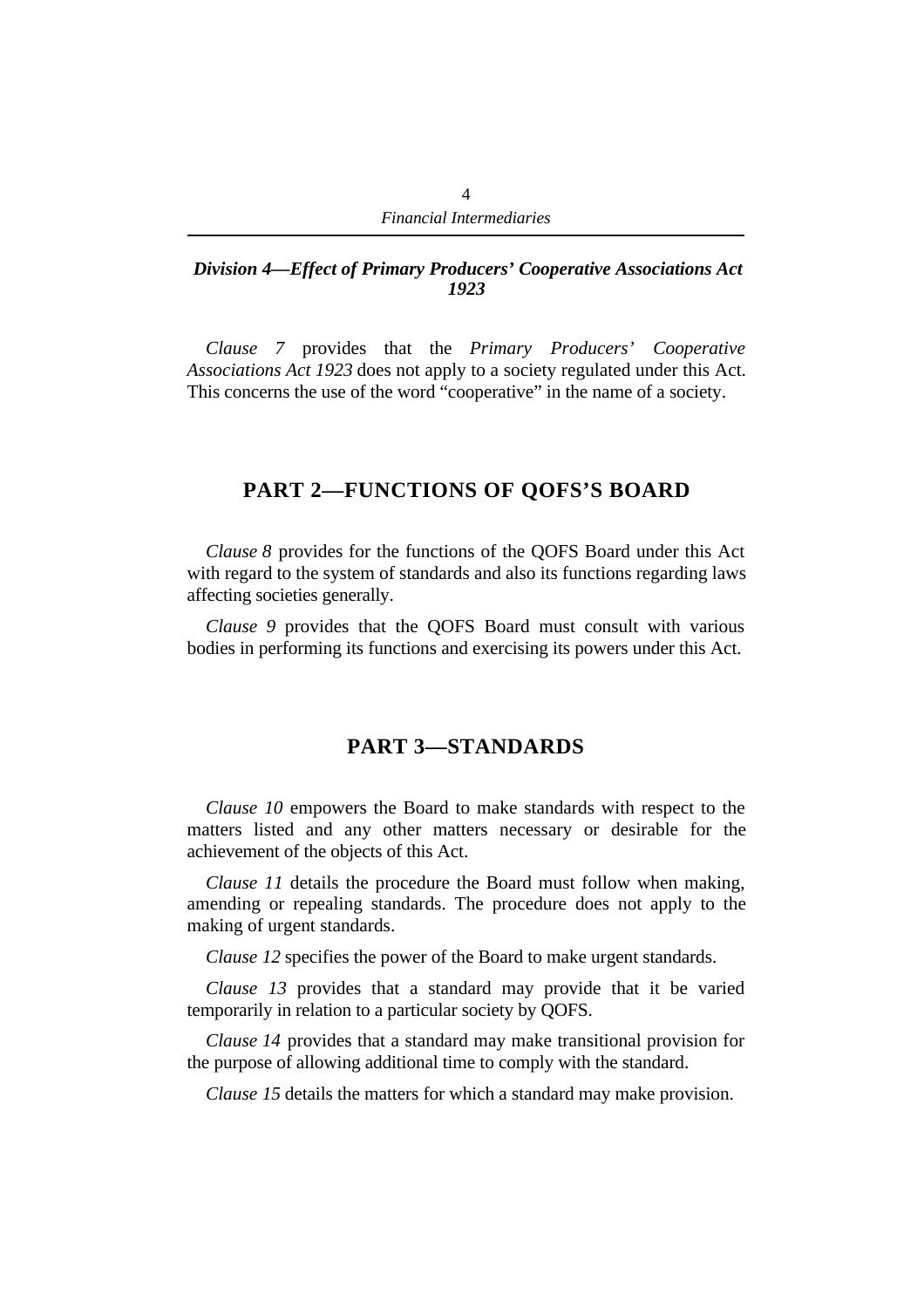### *Division 4—Effect of Primary Producers' Cooperative Associations Act 1923*

*Clause 7* provides that the *Primary Producers' Cooperative Associations Act 1923* does not apply to a society regulated under this Act. This concerns the use of the word "cooperative" in the name of a society.

## PART 2—FUNCTIONS OF QOFS'S BOARD

*Clause 8* provides for the functions of the QOFS Board under this Act with regard to the system of standards and also its functions regarding laws affecting societies generally.

*Clause 9* provides that the QOFS Board must consult with various bodies in performing its functions and exercising its powers under this Act.

## PART 3—STANDARDS

*Clause 10* empowers the Board to make standards with respect to the matters listed and any other matters necessary or desirable for the achievement of the objects of this Act.

*Clause 11* details the procedure the Board must follow when making, amending or repealing standards. The procedure does not apply to the making of urgent standards.

*Clause 12* specifies the power of the Board to make urgent standards.

*Clause 13* provides that a standard may provide that it be varied temporarily in relation to a particular society by QOFS.

*Clause 14* provides that a standard may make transitional provision for the purpose of allowing additional time to comply with the standard.

*Clause 15* details the matters for which a standard may make provision.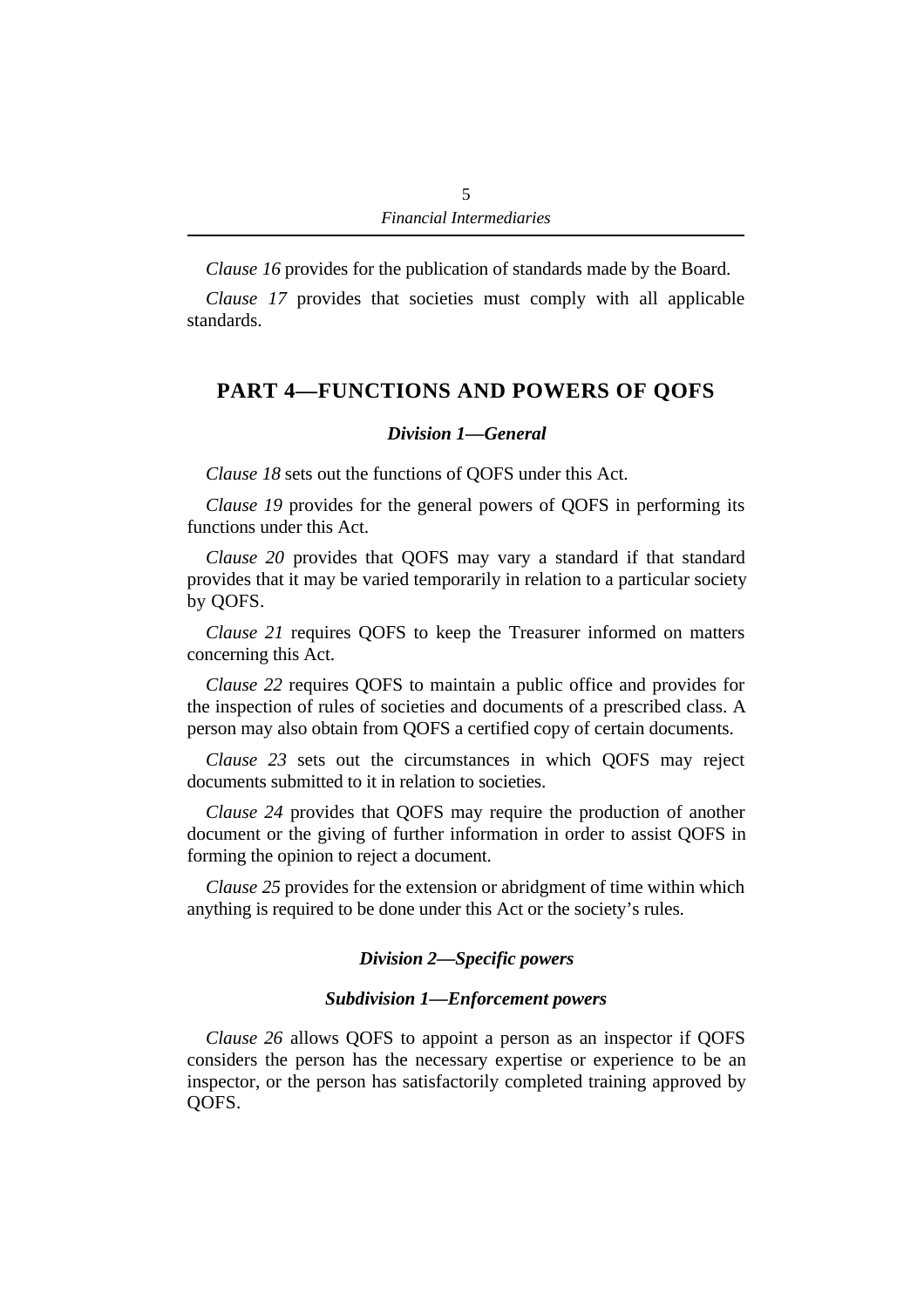*Clause 16* provides for the publication of standards made by the Board.

*Clause 17* provides that societies must comply with all applicable standards.

## PART 4—FUNCTIONS AND POWERS OF QOFS

### *Division 1—General*

*Clause 18* sets out the functions of QOFS under this Act.

*Clause 19* provides for the general powers of QOFS in performing its functions under this Act.

*Clause 20* provides that QOFS may vary a standard if that standard provides that it may be varied temporarily in relation to a particular society by QOFS.

*Clause 21* requires QOFS to keep the Treasurer informed on matters concerning this Act.

*Clause 22* requires QOFS to maintain a public office and provides for the inspection of rules of societies and documents of a prescribed class. A person may also obtain from QOFS a certified copy of certain documents.

*Clause 23* sets out the circumstances in which QOFS may reject documents submitted to it in relation to societies.

*Clause 24* provides that QOFS may require the production of another document or the giving of further information in order to assist QOFS in forming the opinion to reject a document.

*Clause 25* provides for the extension or abridgment of time within which anything is required to be done under this Act or the society's rules.

### *Division 2—Specific powers*

#### *Subdivision 1—Enforcement powers*

*Clause 26* allows QOFS to appoint a person as an inspector if QOFS considers the person has the necessary expertise or experience to be an inspector, or the person has satisfactorily completed training approved by QOFS.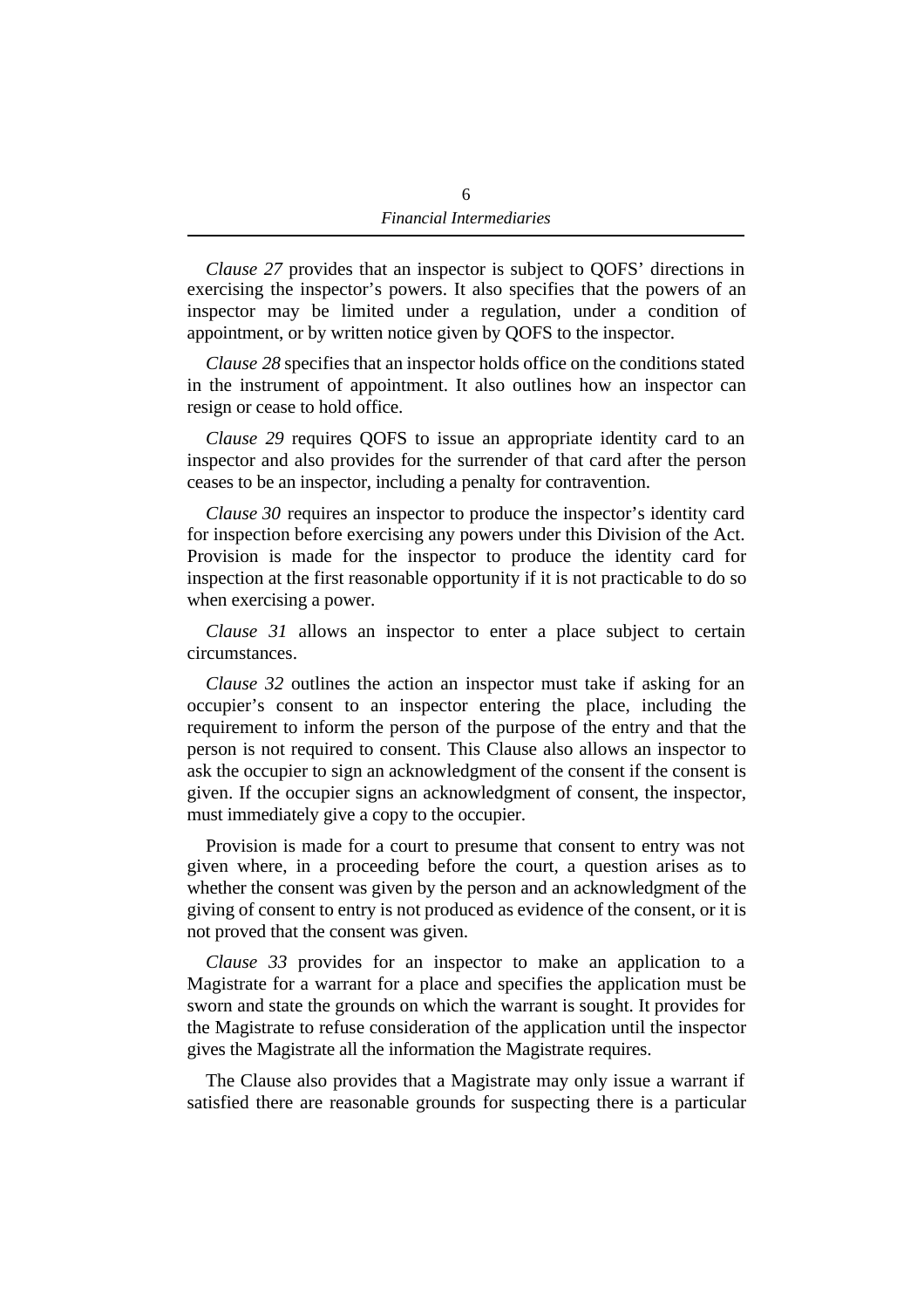*Clause 27* provides that an inspector is subject to QOFS' directions in exercising the inspector's powers. It also specifies that the powers of an inspector may be limited under a regulation, under a condition of appointment, or by written notice given by QOFS to the inspector.

*Clause 28* specifies that an inspector holds office on the conditions stated in the instrument of appointment. It also outlines how an inspector can resign or cease to hold office.

*Clause 29* requires QOFS to issue an appropriate identity card to an inspector and also provides for the surrender of that card after the person ceases to be an inspector, including a penalty for contravention.

*Clause 30* requires an inspector to produce the inspector's identity card for inspection before exercising any powers under this Division of the Act. Provision is made for the inspector to produce the identity card for inspection at the first reasonable opportunity if it is not practicable to do so when exercising a power.

*Clause 31* allows an inspector to enter a place subject to certain circumstances.

*Clause 32* outlines the action an inspector must take if asking for an occupier's consent to an inspector entering the place, including the requirement to inform the person of the purpose of the entry and that the person is not required to consent. This Clause also allows an inspector to ask the occupier to sign an acknowledgment of the consent if the consent is given. If the occupier signs an acknowledgment of consent, the inspector, must immediately give a copy to the occupier.

Provision is made for a court to presume that consent to entry was not given where, in a proceeding before the court, a question arises as to whether the consent was given by the person and an acknowledgment of the giving of consent to entry is not produced as evidence of the consent, or it is not proved that the consent was given.

*Clause 33* provides for an inspector to make an application to a Magistrate for a warrant for a place and specifies the application must be sworn and state the grounds on which the warrant is sought. It provides for the Magistrate to refuse consideration of the application until the inspector gives the Magistrate all the information the Magistrate requires.

The Clause also provides that a Magistrate may only issue a warrant if satisfied there are reasonable grounds for suspecting there is a particular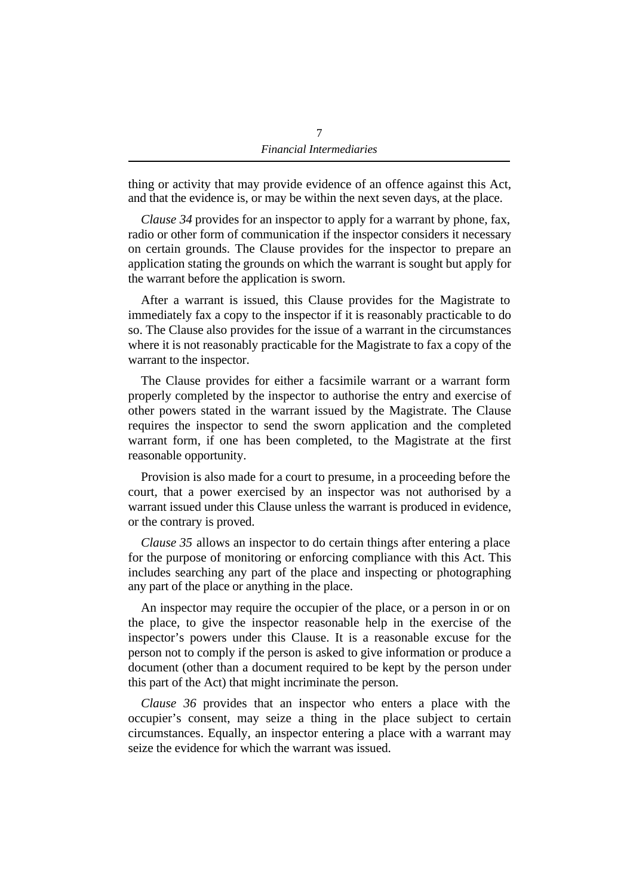thing or activity that may provide evidence of an offence against this Act, and that the evidence is, or may be within the next seven days, at the place.

*Clause 34* provides for an inspector to apply for a warrant by phone, fax, radio or other form of communication if the inspector considers it necessary on certain grounds. The Clause provides for the inspector to prepare an application stating the grounds on which the warrant is sought but apply for the warrant before the application is sworn.

After a warrant is issued, this Clause provides for the Magistrate to immediately fax a copy to the inspector if it is reasonably practicable to do so. The Clause also provides for the issue of a warrant in the circumstances where it is not reasonably practicable for the Magistrate to fax a copy of the warrant to the inspector.

The Clause provides for either a facsimile warrant or a warrant form properly completed by the inspector to authorise the entry and exercise of other powers stated in the warrant issued by the Magistrate. The Clause requires the inspector to send the sworn application and the completed warrant form, if one has been completed, to the Magistrate at the first reasonable opportunity.

Provision is also made for a court to presume, in a proceeding before the court, that a power exercised by an inspector was not authorised by a warrant issued under this Clause unless the warrant is produced in evidence, or the contrary is proved.

*Clause 35* allows an inspector to do certain things after entering a place for the purpose of monitoring or enforcing compliance with this Act. This includes searching any part of the place and inspecting or photographing any part of the place or anything in the place.

An inspector may require the occupier of the place, or a person in or on the place, to give the inspector reasonable help in the exercise of the inspector's powers under this Clause. It is a reasonable excuse for the person not to comply if the person is asked to give information or produce a document (other than a document required to be kept by the person under this part of the Act) that might incriminate the person.

*Clause 36* provides that an inspector who enters a place with the occupier's consent, may seize a thing in the place subject to certain circumstances. Equally, an inspector entering a place with a warrant may seize the evidence for which the warrant was issued.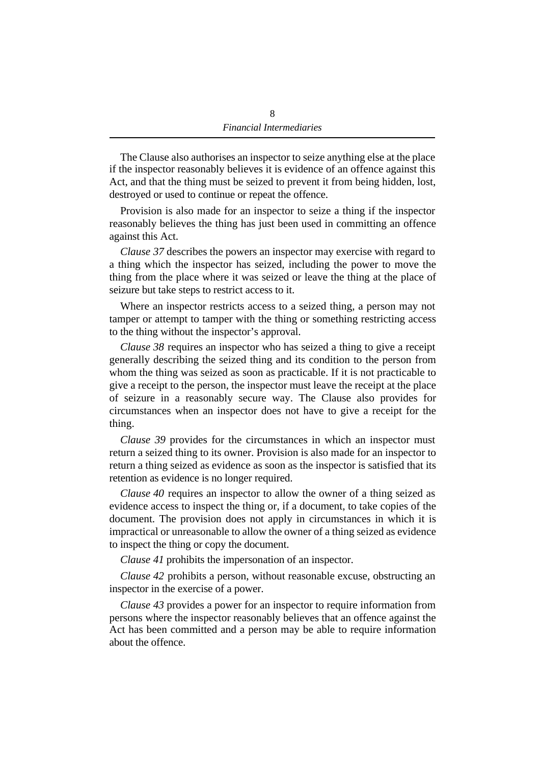The Clause also authorises an inspector to seize anything else at the place if the inspector reasonably believes it is evidence of an offence against this Act, and that the thing must be seized to prevent it from being hidden, lost, destroyed or used to continue or repeat the offence.

Provision is also made for an inspector to seize a thing if the inspector reasonably believes the thing has just been used in committing an offence against this Act.

*Clause 37* describes the powers an inspector may exercise with regard to a thing which the inspector has seized, including the power to move the thing from the place where it was seized or leave the thing at the place of seizure but take steps to restrict access to it.

Where an inspector restricts access to a seized thing, a person may not tamper or attempt to tamper with the thing or something restricting access to the thing without the inspector's approval.

*Clause 38* requires an inspector who has seized a thing to give a receipt generally describing the seized thing and its condition to the person from whom the thing was seized as soon as practicable. If it is not practicable to give a receipt to the person, the inspector must leave the receipt at the place of seizure in a reasonably secure way. The Clause also provides for circumstances when an inspector does not have to give a receipt for the thing.

*Clause 39* provides for the circumstances in which an inspector must return a seized thing to its owner. Provision is also made for an inspector to return a thing seized as evidence as soon as the inspector is satisfied that its retention as evidence is no longer required.

*Clause 40* requires an inspector to allow the owner of a thing seized as evidence access to inspect the thing or, if a document, to take copies of the document. The provision does not apply in circumstances in which it is impractical or unreasonable to allow the owner of a thing seized as evidence to inspect the thing or copy the document.

*Clause 41* prohibits the impersonation of an inspector.

*Clause 42* prohibits a person, without reasonable excuse, obstructing an inspector in the exercise of a power.

*Clause 43* provides a power for an inspector to require information from persons where the inspector reasonably believes that an offence against the Act has been committed and a person may be able to require information about the offence.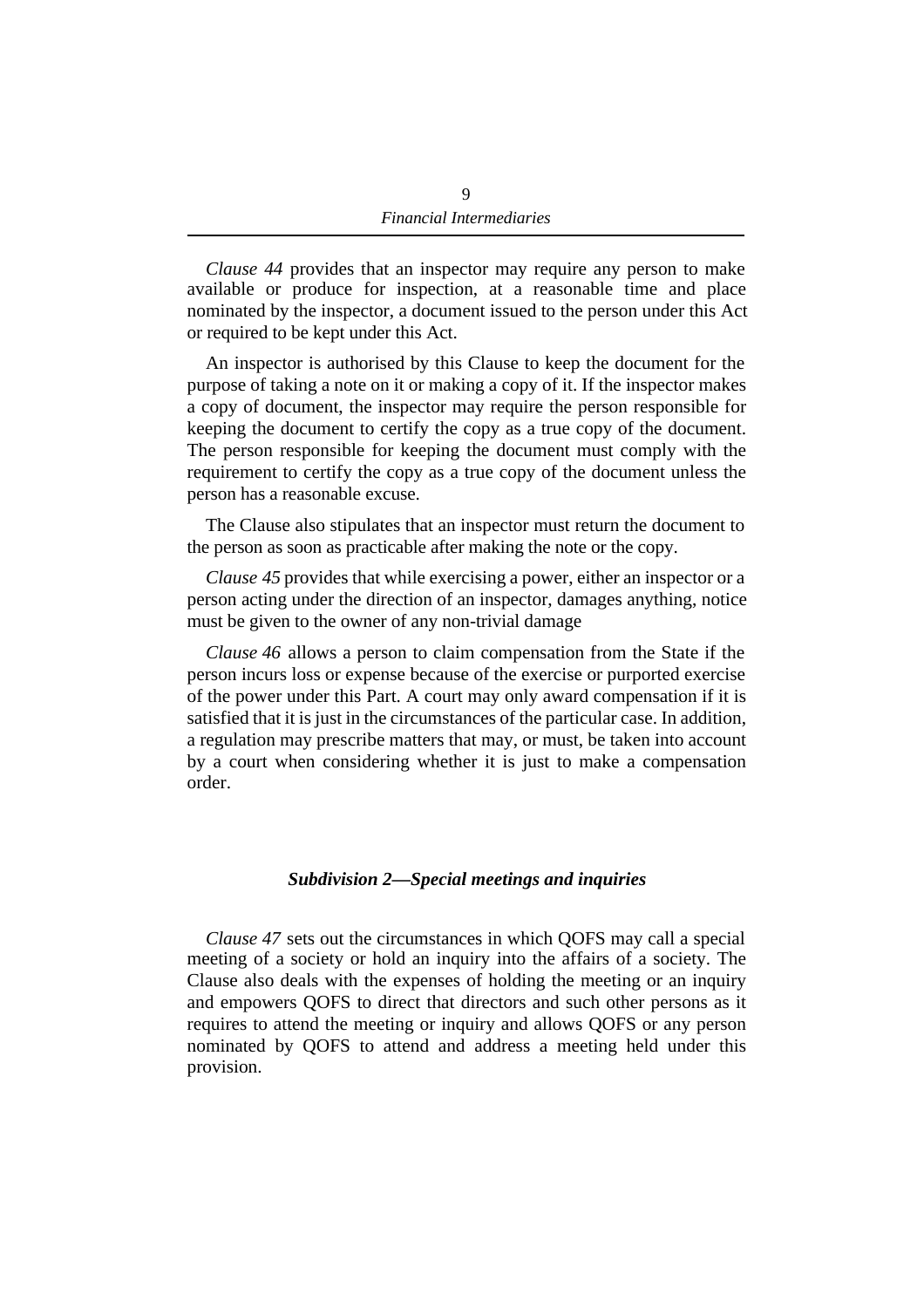*Clause 44* provides that an inspector may require any person to make available or produce for inspection, at a reasonable time and place nominated by the inspector, a document issued to the person under this Act or required to be kept under this Act.

An inspector is authorised by this Clause to keep the document for the purpose of taking a note on it or making a copy of it. If the inspector makes a copy of document, the inspector may require the person responsible for keeping the document to certify the copy as a true copy of the document. The person responsible for keeping the document must comply with the requirement to certify the copy as a true copy of the document unless the person has a reasonable excuse.

The Clause also stipulates that an inspector must return the document to the person as soon as practicable after making the note or the copy.

*Clause 45* provides that while exercising a power, either an inspector or a person acting under the direction of an inspector, damages anything, notice must be given to the owner of any non-trivial damage

*Clause 46* allows a person to claim compensation from the State if the person incurs loss or expense because of the exercise or purported exercise of the power under this Part. A court may only award compensation if it is satisfied that it is just in the circumstances of the particular case. In addition, a regulation may prescribe matters that may, or must, be taken into account by a court when considering whether it is just to make a compensation order.

### *Subdivision 2—Special meetings and inquiries*

*Clause 47* sets out the circumstances in which QOFS may call a special meeting of a society or hold an inquiry into the affairs of a society. The Clause also deals with the expenses of holding the meeting or an inquiry and empowers QOFS to direct that directors and such other persons as it requires to attend the meeting or inquiry and allows QOFS or any person nominated by QOFS to attend and address a meeting held under this provision.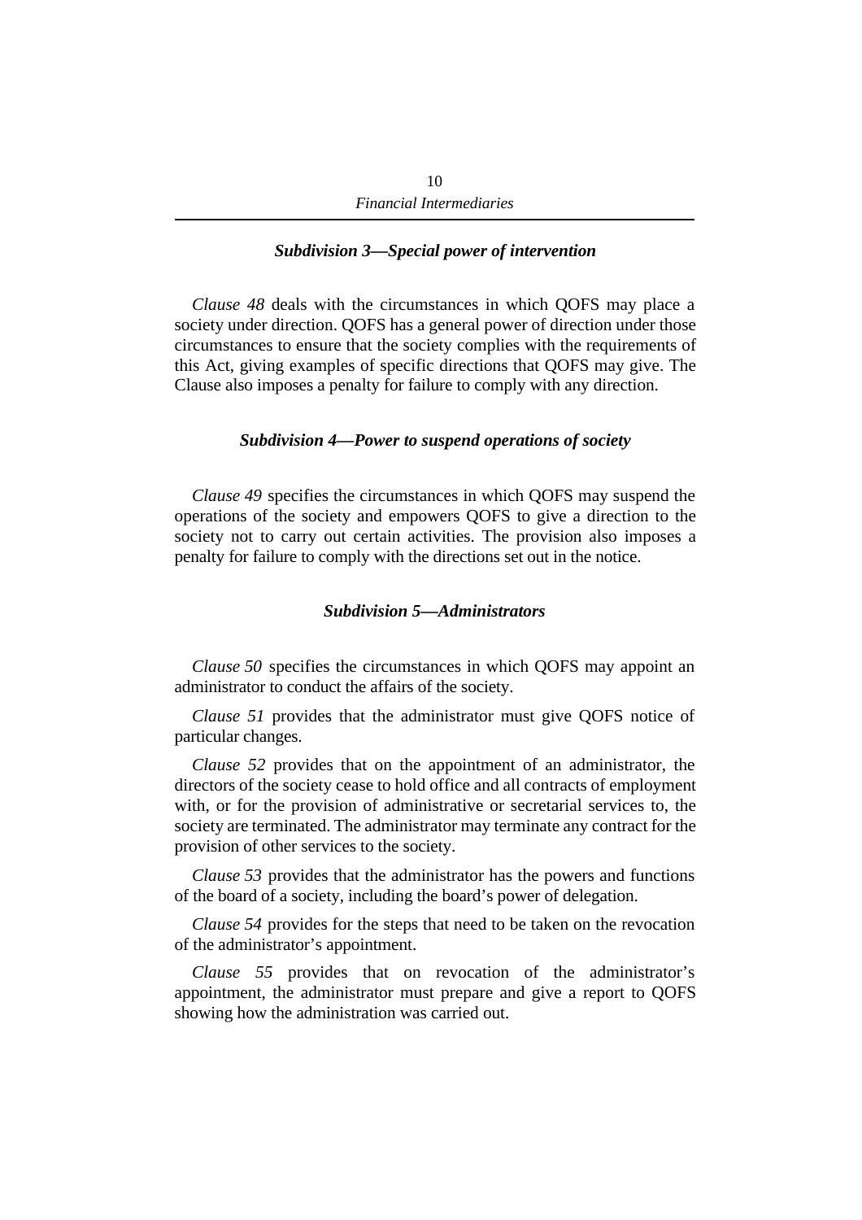### *Subdivision 3—Special power of intervention*

*Clause 48* deals with the circumstances in which QOFS may place a society under direction. QOFS has a general power of direction under those circumstances to ensure that the society complies with the requirements of this Act, giving examples of specific directions that QOFS may give. The Clause also imposes a penalty for failure to comply with any direction.

### *Subdivision 4—Power to suspend operations of society*

*Clause 49* specifies the circumstances in which QOFS may suspend the operations of the society and empowers QOFS to give a direction to the society not to carry out certain activities. The provision also imposes a penalty for failure to comply with the directions set out in the notice.

### *Subdivision 5—Administrators*

*Clause 50* specifies the circumstances in which QOFS may appoint an administrator to conduct the affairs of the society.

*Clause 51* provides that the administrator must give QOFS notice of particular changes.

*Clause 52* provides that on the appointment of an administrator, the directors of the society cease to hold office and all contracts of employment with, or for the provision of administrative or secretarial services to, the society are terminated. The administrator may terminate any contract for the provision of other services to the society.

*Clause 53* provides that the administrator has the powers and functions of the board of a society, including the board's power of delegation.

*Clause 54* provides for the steps that need to be taken on the revocation of the administrator's appointment.

*Clause 55* provides that on revocation of the administrator's appointment, the administrator must prepare and give a report to QOFS showing how the administration was carried out.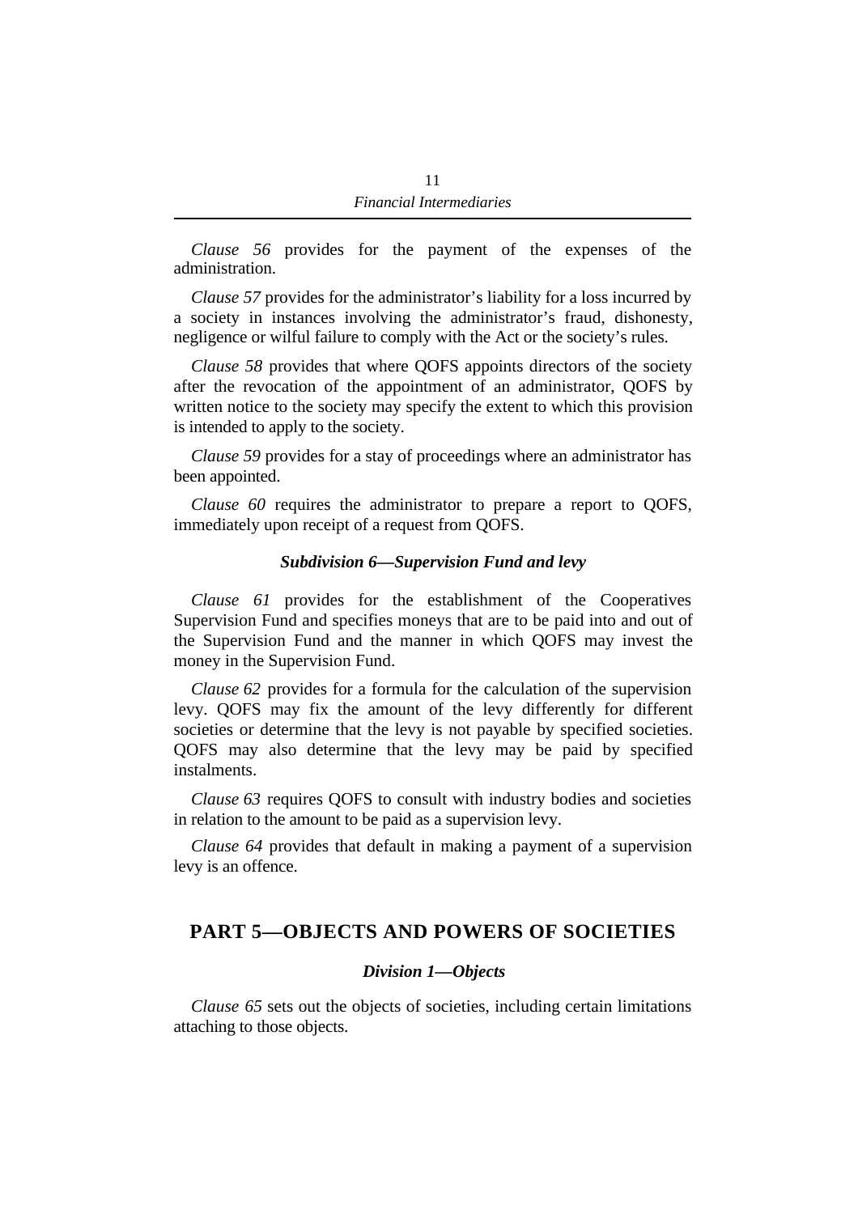*Clause 56* provides for the payment of the expenses of the administration.

*Clause 57* provides for the administrator's liability for a loss incurred by a society in instances involving the administrator's fraud, dishonesty, negligence or wilful failure to comply with the Act or the society's rules.

*Clause 58* provides that where QOFS appoints directors of the society after the revocation of the appointment of an administrator, QOFS by written notice to the society may specify the extent to which this provision is intended to apply to the society.

*Clause 59* provides for a stay of proceedings where an administrator has been appointed.

*Clause 60* requires the administrator to prepare a report to QOFS, immediately upon receipt of a request from QOFS.

#### *Subdivision 6—Supervision Fund and levy*

*Clause 61* provides for the establishment of the Cooperatives Supervision Fund and specifies moneys that are to be paid into and out of the Supervision Fund and the manner in which QOFS may invest the money in the Supervision Fund.

*Clause 62* provides for a formula for the calculation of the supervision levy. QOFS may fix the amount of the levy differently for different societies or determine that the levy is not payable by specified societies. QOFS may also determine that the levy may be paid by specified instalments.

*Clause 63* requires QOFS to consult with industry bodies and societies in relation to the amount to be paid as a supervision levy.

*Clause 64* provides that default in making a payment of a supervision levy is an offence.

## PART 5—OBJECTS AND POWERS OF SOCIETIES

### *Division 1—Objects*

*Clause 65* sets out the objects of societies, including certain limitations attaching to those objects.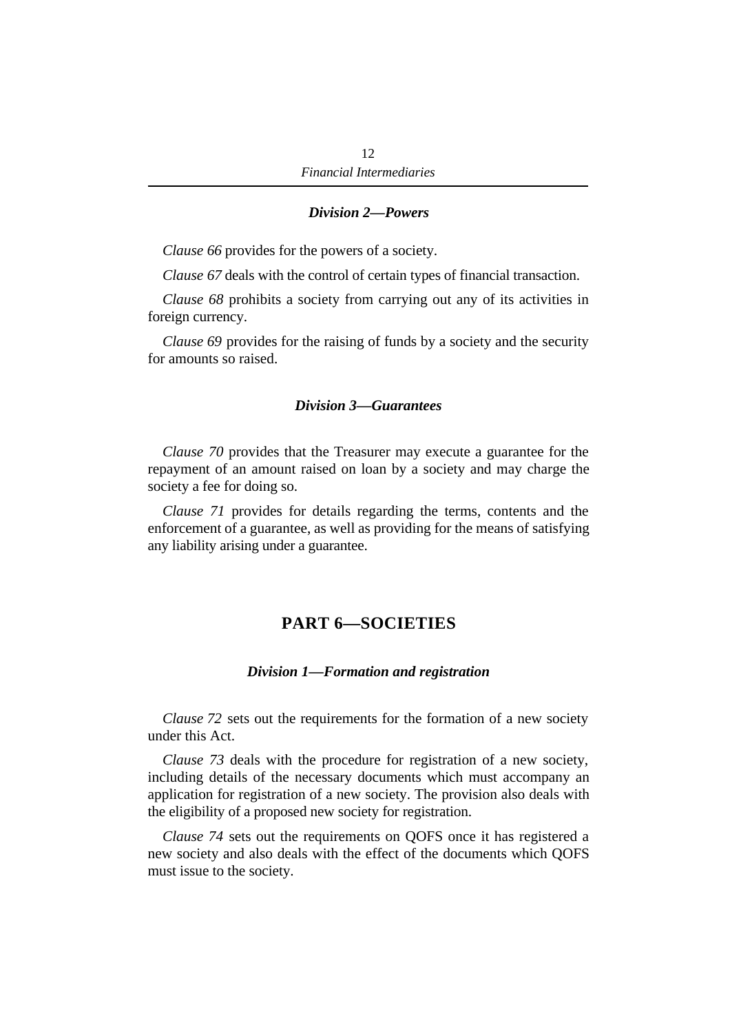### *Division 2—Powers*

*Clause 66* provides for the powers of a society.

*Clause 67* deals with the control of certain types of financial transaction.

*Clause 68* prohibits a society from carrying out any of its activities in foreign currency.

*Clause 69* provides for the raising of funds by a society and the security for amounts so raised.

### *Division 3—Guarantees*

*Clause 70* provides that the Treasurer may execute a guarantee for the repayment of an amount raised on loan by a society and may charge the society a fee for doing so.

*Clause 71* provides for details regarding the terms, contents and the enforcement of a guarantee, as well as providing for the means of satisfying any liability arising under a guarantee.

## PART 6—SOCIETIES

### *Division 1—Formation and registration*

*Clause 72* sets out the requirements for the formation of a new society under this Act.

*Clause 73* deals with the procedure for registration of a new society, including details of the necessary documents which must accompany an application for registration of a new society. The provision also deals with the eligibility of a proposed new society for registration.

*Clause 74* sets out the requirements on QOFS once it has registered a new society and also deals with the effect of the documents which QOFS must issue to the society.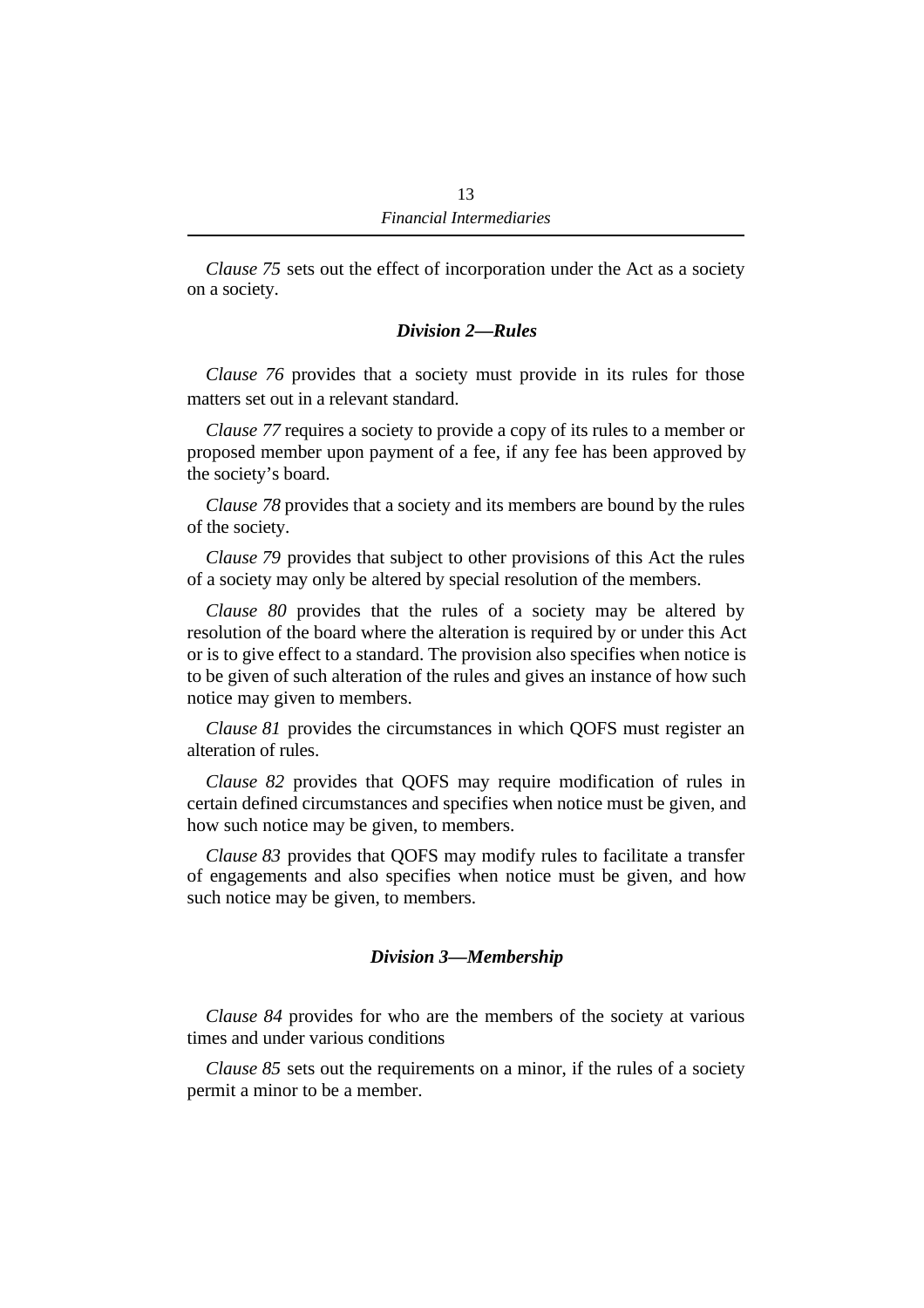*Clause 75* sets out the effect of incorporation under the Act as a society on a society.

### *Division 2—Rules*

*Clause 76* provides that a society must provide in its rules for those matters set out in a relevant standard.

*Clause 77* requires a society to provide a copy of its rules to a member or proposed member upon payment of a fee, if any fee has been approved by the society's board.

*Clause 78* provides that a society and its members are bound by the rules of the society.

*Clause 79* provides that subject to other provisions of this Act the rules of a society may only be altered by special resolution of the members.

*Clause 80* provides that the rules of a society may be altered by resolution of the board where the alteration is required by or under this Act or is to give effect to a standard. The provision also specifies when notice is to be given of such alteration of the rules and gives an instance of how such notice may given to members.

*Clause 81* provides the circumstances in which QOFS must register an alteration of rules.

*Clause 82* provides that QOFS may require modification of rules in certain defined circumstances and specifies when notice must be given, and how such notice may be given, to members.

*Clause 83* provides that QOFS may modify rules to facilitate a transfer of engagements and also specifies when notice must be given, and how such notice may be given, to members.

### *Division 3—Membership*

*Clause 84* provides for who are the members of the society at various times and under various conditions

*Clause 85* sets out the requirements on a minor, if the rules of a society permit a minor to be a member.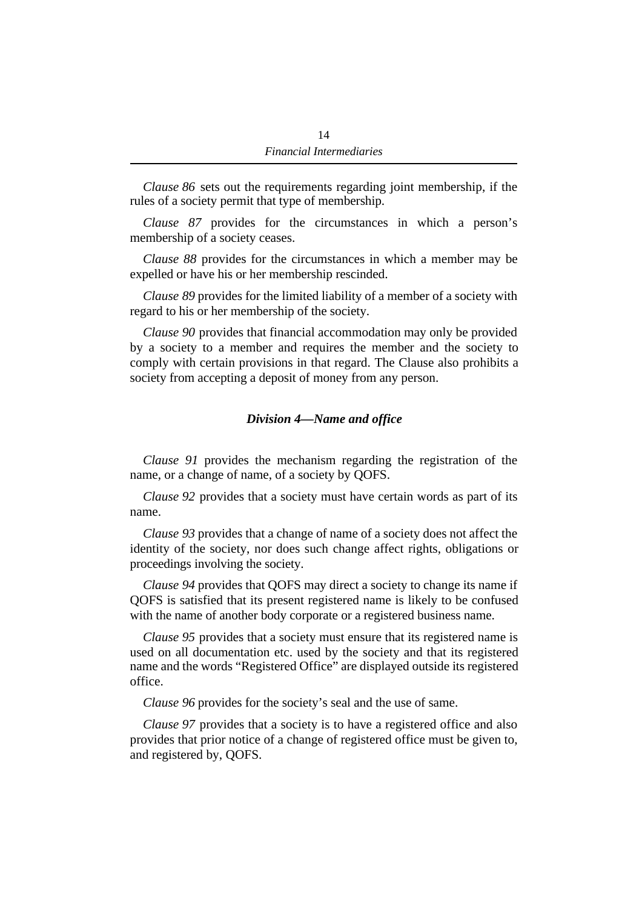*Clause 86* sets out the requirements regarding joint membership, if the rules of a society permit that type of membership.

*Clause 87* provides for the circumstances in which a person's membership of a society ceases.

*Clause 88* provides for the circumstances in which a member may be expelled or have his or her membership rescinded.

*Clause 89* provides for the limited liability of a member of a society with regard to his or her membership of the society.

*Clause 90* provides that financial accommodation may only be provided by a society to a member and requires the member and the society to comply with certain provisions in that regard. The Clause also prohibits a society from accepting a deposit of money from any person.

### *Division 4—Name and office*

*Clause 91* provides the mechanism regarding the registration of the name, or a change of name, of a society by QOFS.

*Clause 92* provides that a society must have certain words as part of its name.

*Clause 93* provides that a change of name of a society does not affect the identity of the society, nor does such change affect rights, obligations or proceedings involving the society.

*Clause 94* provides that QOFS may direct a society to change its name if QOFS is satisfied that its present registered name is likely to be confused with the name of another body corporate or a registered business name.

*Clause 95* provides that a society must ensure that its registered name is used on all documentation etc. used by the society and that its registered name and the words "Registered Office" are displayed outside its registered office.

*Clause 96* provides for the society's seal and the use of same.

*Clause 97* provides that a society is to have a registered office and also provides that prior notice of a change of registered office must be given to, and registered by, QOFS.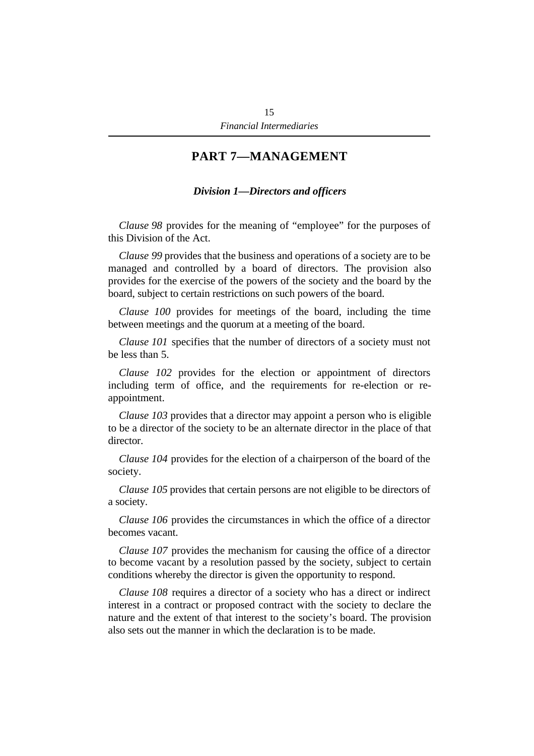## PART 7—MANAGEMENT

### *Division 1—Directors and officers*

*Clause 98* provides for the meaning of "employee" for the purposes of this Division of the Act.

*Clause 99* provides that the business and operations of a society are to be managed and controlled by a board of directors. The provision also provides for the exercise of the powers of the society and the board by the board, subject to certain restrictions on such powers of the board.

*Clause 100* provides for meetings of the board, including the time between meetings and the quorum at a meeting of the board.

*Clause 101* specifies that the number of directors of a society must not be less than 5.

*Clause 102* provides for the election or appointment of directors including term of office, and the requirements for re-election or re-appointment.

*Clause 103* provides that a director may appoint a person who is eligible to be a director of the society to be an alternate director in the place of that director.

*Clause 104* provides for the election of a chairperson of the board of the society.

*Clause 105* provides that certain persons are not eligible to be directors of a society.

*Clause 106* provides the circumstances in which the office of a director becomes vacant.

*Clause 107* provides the mechanism for causing the office of a director to become vacant by a resolution passed by the society, subject to certain conditions whereby the director is given the opportunity to respond.

*Clause 108* requires a director of a society who has a direct or indirect interest in a contract or proposed contract with the society to declare the nature and the extent of that interest to the society's board. The provision also sets out the manner in which the declaration is to be made.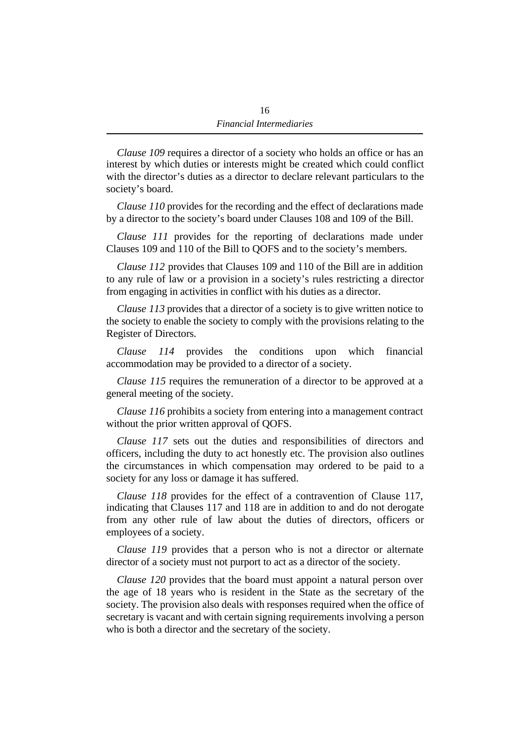*Clause 109* requires a director of a society who holds an office or has an interest by which duties or interests might be created which could conflict with the director's duties as a director to declare relevant particulars to the society's board.

*Clause 110* provides for the recording and the effect of declarations made by a director to the society's board under Clauses 108 and 109 of the Bill.

*Clause 111* provides for the reporting of declarations made under Clauses 109 and 110 of the Bill to QOFS and to the society's members.

*Clause 112* provides that Clauses 109 and 110 of the Bill are in addition to any rule of law or a provision in a society's rules restricting a director from engaging in activities in conflict with his duties as a director.

*Clause 113* provides that a director of a society is to give written notice to the society to enable the society to comply with the provisions relating to the Register of Directors.

*Clause 114* provides the conditions upon which financial accommodation may be provided to a director of a society.

*Clause 115* requires the remuneration of a director to be approved at a general meeting of the society.

*Clause 116* prohibits a society from entering into a management contract without the prior written approval of QOFS.

*Clause 117* sets out the duties and responsibilities of directors and officers, including the duty to act honestly etc. The provision also outlines the circumstances in which compensation may ordered to be paid to a society for any loss or damage it has suffered.

*Clause 118* provides for the effect of a contravention of Clause 117, indicating that Clauses 117 and 118 are in addition to and do not derogate from any other rule of law about the duties of directors, officers or employees of a society.

*Clause 119* provides that a person who is not a director or alternate director of a society must not purport to act as a director of the society.

*Clause 120* provides that the board must appoint a natural person over the age of 18 years who is resident in the State as the secretary of the society. The provision also deals with responses required when the office of secretary is vacant and with certain signing requirements involving a person who is both a director and the secretary of the society.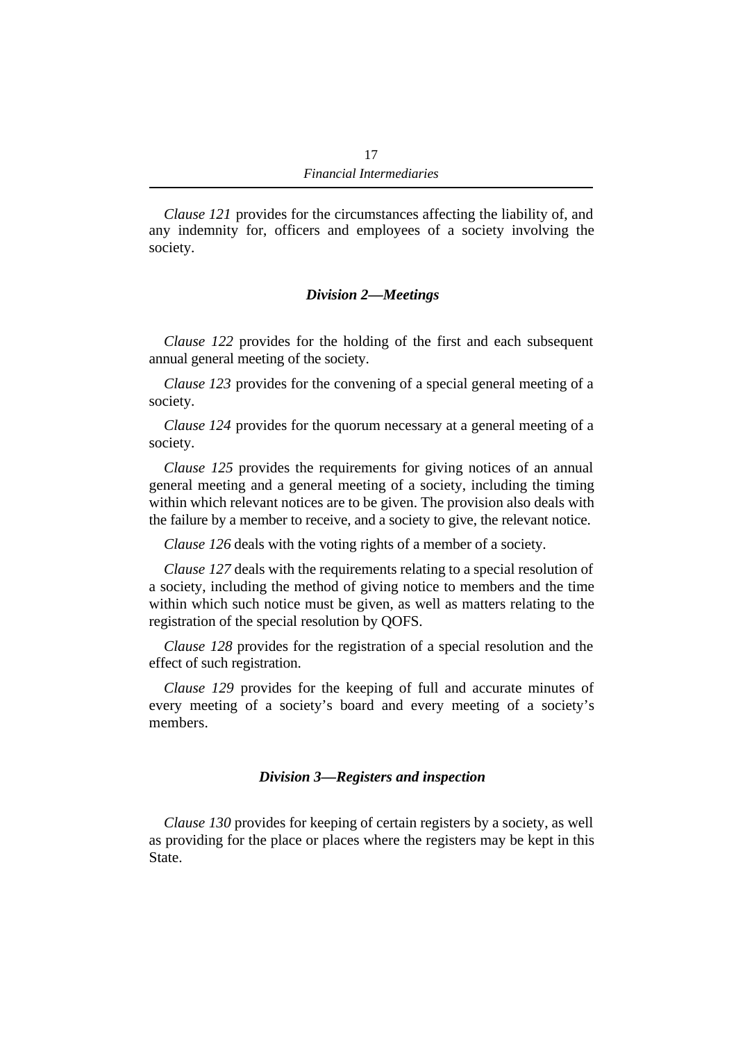*Clause 121* provides for the circumstances affecting the liability of, and any indemnity for, officers and employees of a society involving the society.

### *Division 2—Meetings*

*Clause 122* provides for the holding of the first and each subsequent annual general meeting of the society.

*Clause 123* provides for the convening of a special general meeting of a society.

*Clause 124* provides for the quorum necessary at a general meeting of a society.

*Clause 125* provides the requirements for giving notices of an annual general meeting and a general meeting of a society, including the timing within which relevant notices are to be given. The provision also deals with the failure by a member to receive, and a society to give, the relevant notice.

*Clause 126* deals with the voting rights of a member of a society.

*Clause 127* deals with the requirements relating to a special resolution of a society, including the method of giving notice to members and the time within which such notice must be given, as well as matters relating to the registration of the special resolution by QOFS.

*Clause 128* provides for the registration of a special resolution and the effect of such registration.

*Clause 129* provides for the keeping of full and accurate minutes of every meeting of a society's board and every meeting of a society's members.

### *Division 3—Registers and inspection*

*Clause 130* provides for keeping of certain registers by a society, as well as providing for the place or places where the registers may be kept in this State.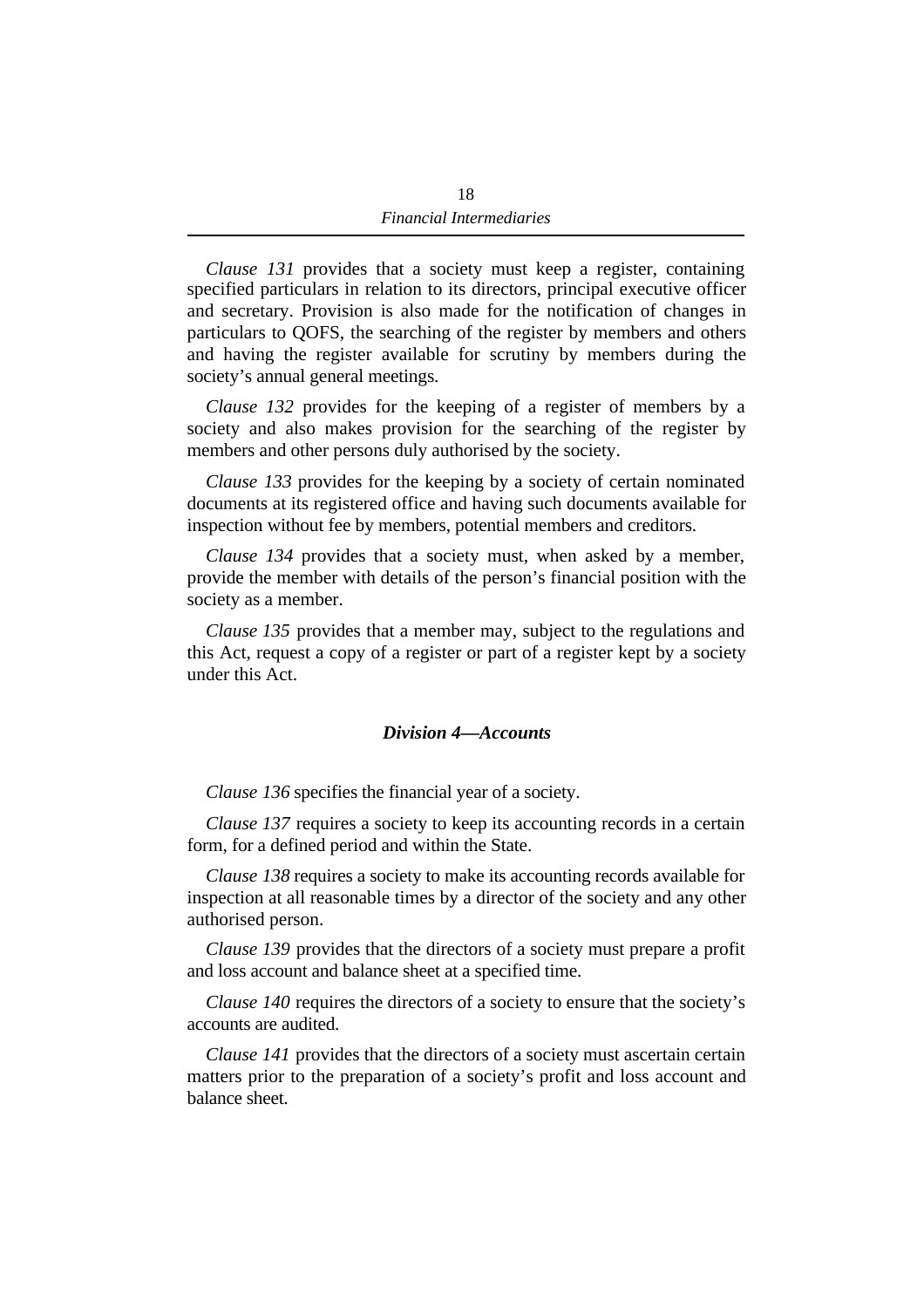*Clause 131* provides that a society must keep a register, containing specified particulars in relation to its directors, principal executive officer and secretary. Provision is also made for the notification of changes in particulars to QOFS, the searching of the register by members and others and having the register available for scrutiny by members during the society's annual general meetings.

*Clause 132* provides for the keeping of a register of members by a society and also makes provision for the searching of the register by members and other persons duly authorised by the society.

*Clause 133* provides for the keeping by a society of certain nominated documents at its registered office and having such documents available for inspection without fee by members, potential members and creditors.

*Clause 134* provides that a society must, when asked by a member, provide the member with details of the person's financial position with the society as a member.

*Clause 135* provides that a member may, subject to the regulations and this Act, request a copy of a register or part of a register kept by a society under this Act.

### *Division 4—Accounts*

*Clause 136* specifies the financial year of a society.

*Clause 137* requires a society to keep its accounting records in a certain form, for a defined period and within the State.

*Clause 138* requires a society to make its accounting records available for inspection at all reasonable times by a director of the society and any other authorised person.

*Clause 139* provides that the directors of a society must prepare a profit and loss account and balance sheet at a specified time.

*Clause 140* requires the directors of a society to ensure that the society's accounts are audited.

*Clause 141* provides that the directors of a society must ascertain certain matters prior to the preparation of a society's profit and loss account and balance sheet.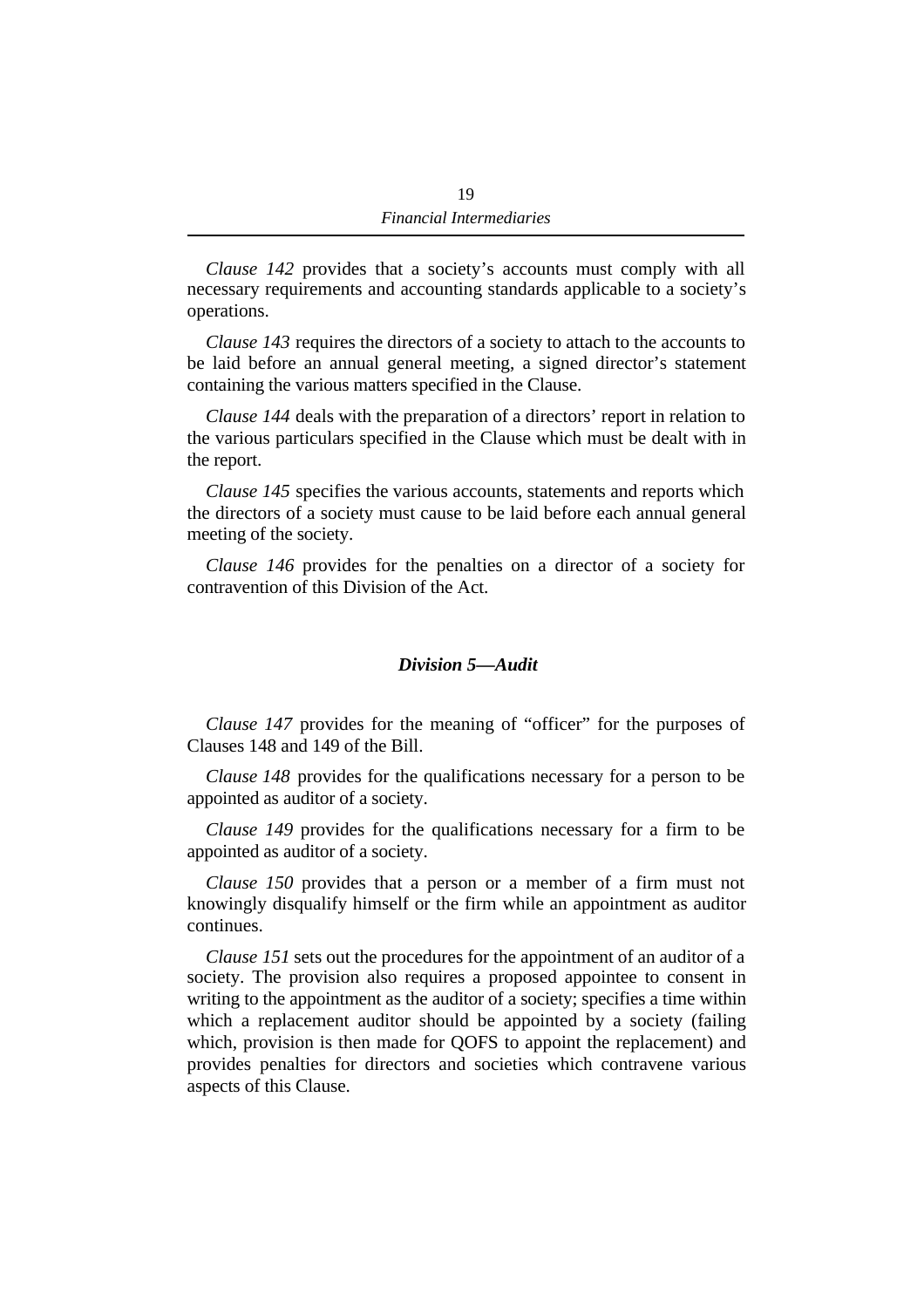*Clause 142* provides that a society's accounts must comply with all necessary requirements and accounting standards applicable to a society's operations.

*Clause 143* requires the directors of a society to attach to the accounts to be laid before an annual general meeting, a signed director's statement containing the various matters specified in the Clause.

*Clause 144* deals with the preparation of a directors' report in relation to the various particulars specified in the Clause which must be dealt with in the report.

*Clause 145* specifies the various accounts, statements and reports which the directors of a society must cause to be laid before each annual general meeting of the society.

*Clause 146* provides for the penalties on a director of a society for contravention of this Division of the Act.

### *Division 5—Audit*

*Clause 147* provides for the meaning of "officer" for the purposes of Clauses 148 and 149 of the Bill.

*Clause 148* provides for the qualifications necessary for a person to be appointed as auditor of a society.

*Clause 149* provides for the qualifications necessary for a firm to be appointed as auditor of a society.

*Clause 150* provides that a person or a member of a firm must not knowingly disqualify himself or the firm while an appointment as auditor continues.

*Clause 151* sets out the procedures for the appointment of an auditor of a society. The provision also requires a proposed appointee to consent in writing to the appointment as the auditor of a society; specifies a time within which a replacement auditor should be appointed by a society (failing which, provision is then made for QOFS to appoint the replacement) and provides penalties for directors and societies which contravene various aspects of this Clause.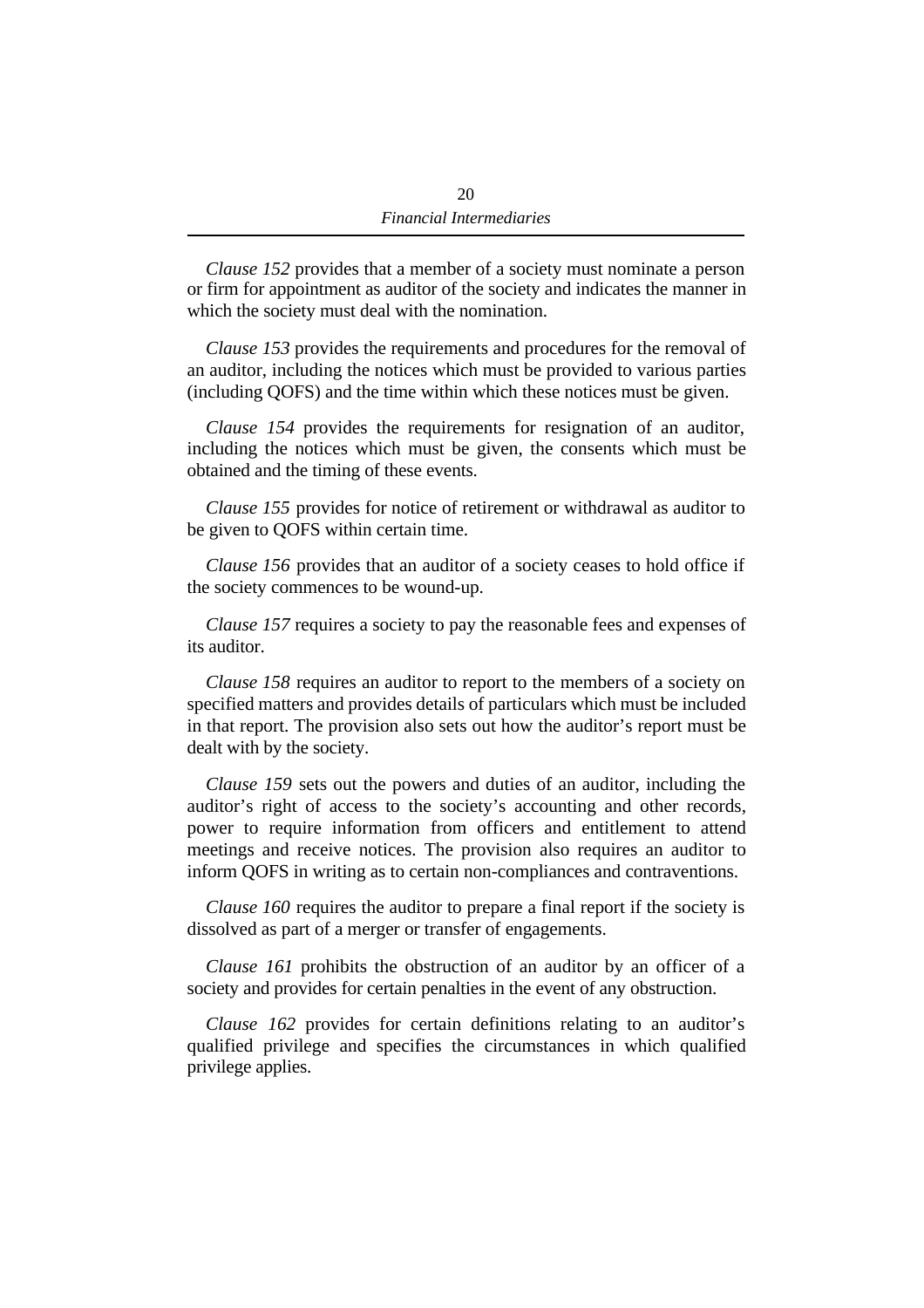*Clause 152* provides that a member of a society must nominate a person or firm for appointment as auditor of the society and indicates the manner in which the society must deal with the nomination.

*Clause 153* provides the requirements and procedures for the removal of an auditor, including the notices which must be provided to various parties (including QOFS) and the time within which these notices must be given.

*Clause 154* provides the requirements for resignation of an auditor, including the notices which must be given, the consents which must be obtained and the timing of these events.

*Clause 155* provides for notice of retirement or withdrawal as auditor to be given to QOFS within certain time.

*Clause 156* provides that an auditor of a society ceases to hold office if the society commences to be wound-up.

*Clause 157* requires a society to pay the reasonable fees and expenses of its auditor.

*Clause 158* requires an auditor to report to the members of a society on specified matters and provides details of particulars which must be included in that report. The provision also sets out how the auditor's report must be dealt with by the society.

*Clause 159* sets out the powers and duties of an auditor, including the auditor's right of access to the society's accounting and other records, power to require information from officers and entitlement to attend meetings and receive notices. The provision also requires an auditor to inform QOFS in writing as to certain non-compliances and contraventions.

*Clause 160* requires the auditor to prepare a final report if the society is dissolved as part of a merger or transfer of engagements.

*Clause 161* prohibits the obstruction of an auditor by an officer of a society and provides for certain penalties in the event of any obstruction.

*Clause 162* provides for certain definitions relating to an auditor's qualified privilege and specifies the circumstances in which qualified privilege applies.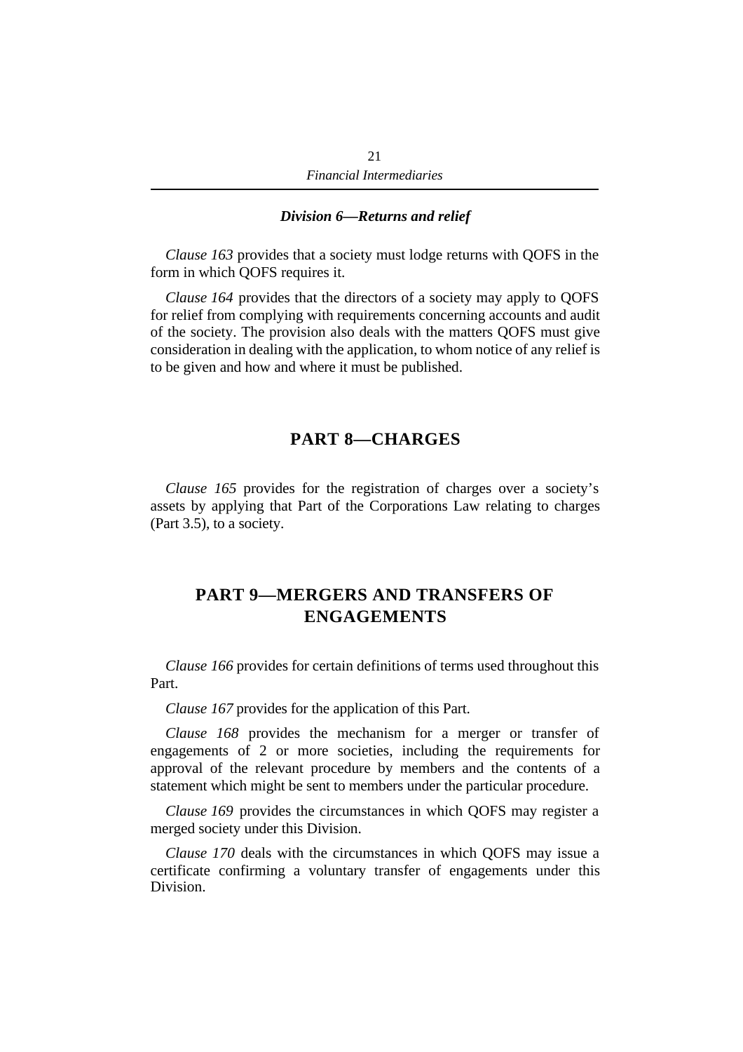### *Division 6—Returns and relief*

*Clause 163* provides that a society must lodge returns with QOFS in the form in which QOFS requires it.

*Clause 164* provides that the directors of a society may apply to QOFS for relief from complying with requirements concerning accounts and audit of the society. The provision also deals with the matters QOFS must give consideration in dealing with the application, to whom notice of any relief is to be given and how and where it must be published.

## PART 8—CHARGES

*Clause 165* provides for the registration of charges over a society's assets by applying that Part of the Corporations Law relating to charges (Part 3.5), to a society.

## PART 9—MERGERS AND TRANSFERS OF ENGAGEMENTS

*Clause 166* provides for certain definitions of terms used throughout this Part.

*Clause 167* provides for the application of this Part.

*Clause 168* provides the mechanism for a merger or transfer of engagements of 2 or more societies, including the requirements for approval of the relevant procedure by members and the contents of a statement which might be sent to members under the particular procedure.

*Clause 169* provides the circumstances in which QOFS may register a merged society under this Division.

*Clause 170* deals with the circumstances in which QOFS may issue a certificate confirming a voluntary transfer of engagements under this Division.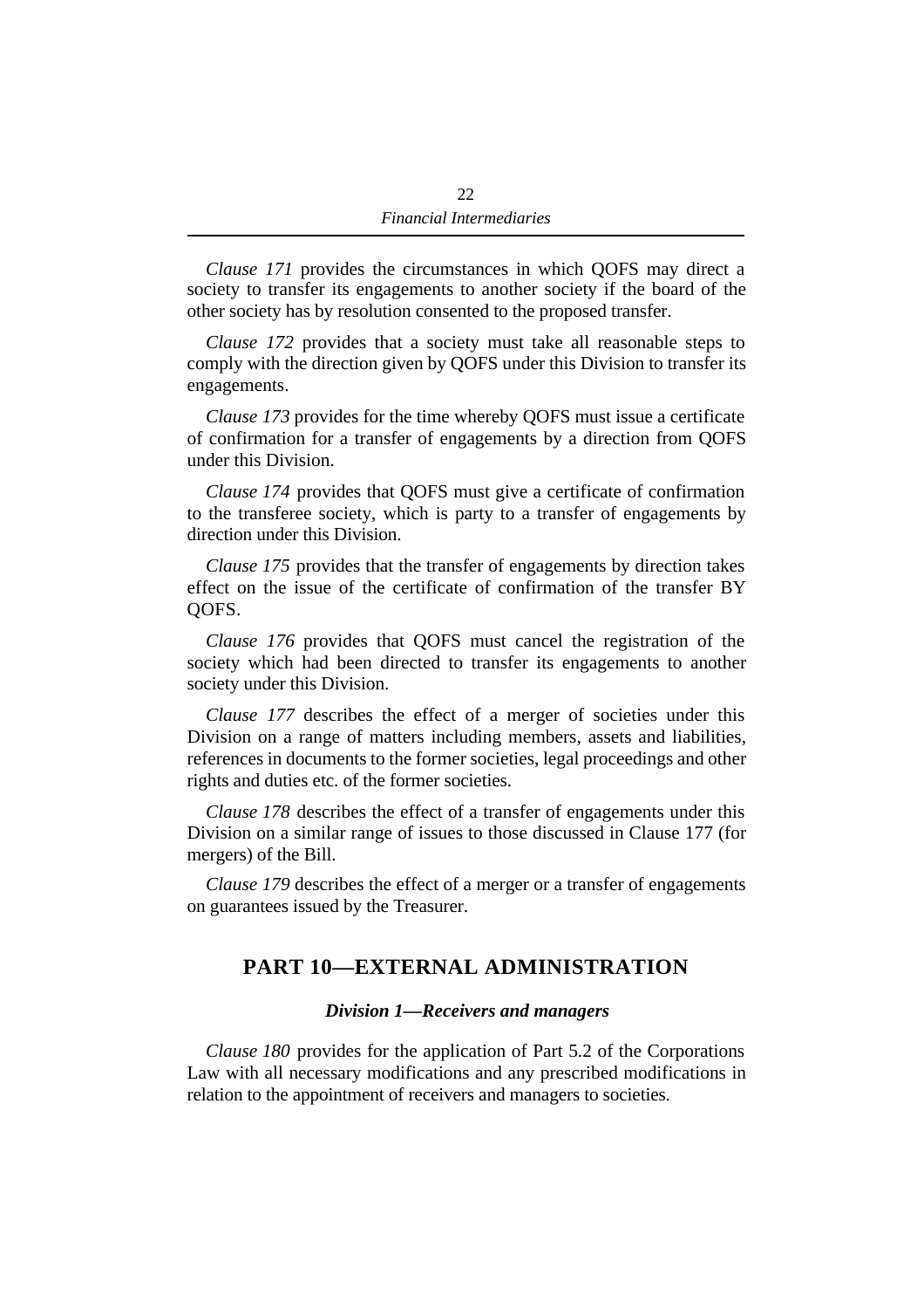*Clause 171* provides the circumstances in which QOFS may direct a society to transfer its engagements to another society if the board of the other society has by resolution consented to the proposed transfer.

*Clause 172* provides that a society must take all reasonable steps to comply with the direction given by QOFS under this Division to transfer its engagements.

*Clause 173* provides for the time whereby QOFS must issue a certificate of confirmation for a transfer of engagements by a direction from QOFS under this Division.

*Clause 174* provides that QOFS must give a certificate of confirmation to the transferee society, which is party to a transfer of engagements by direction under this Division.

*Clause 175* provides that the transfer of engagements by direction takes effect on the issue of the certificate of confirmation of the transfer BY QOFS.

*Clause 176* provides that QOFS must cancel the registration of the society which had been directed to transfer its engagements to another society under this Division.

*Clause 177* describes the effect of a merger of societies under this Division on a range of matters including members, assets and liabilities, references in documents to the former societies, legal proceedings and other rights and duties etc. of the former societies.

*Clause 178* describes the effect of a transfer of engagements under this Division on a similar range of issues to those discussed in Clause 177 (for mergers) of the Bill.

*Clause 179* describes the effect of a merger or a transfer of engagements on guarantees issued by the Treasurer.

## PART 10—EXTERNAL ADMINISTRATION

### *Division 1—Receivers and managers*

*Clause 180* provides for the application of Part 5.2 of the Corporations Law with all necessary modifications and any prescribed modifications in relation to the appointment of receivers and managers to societies.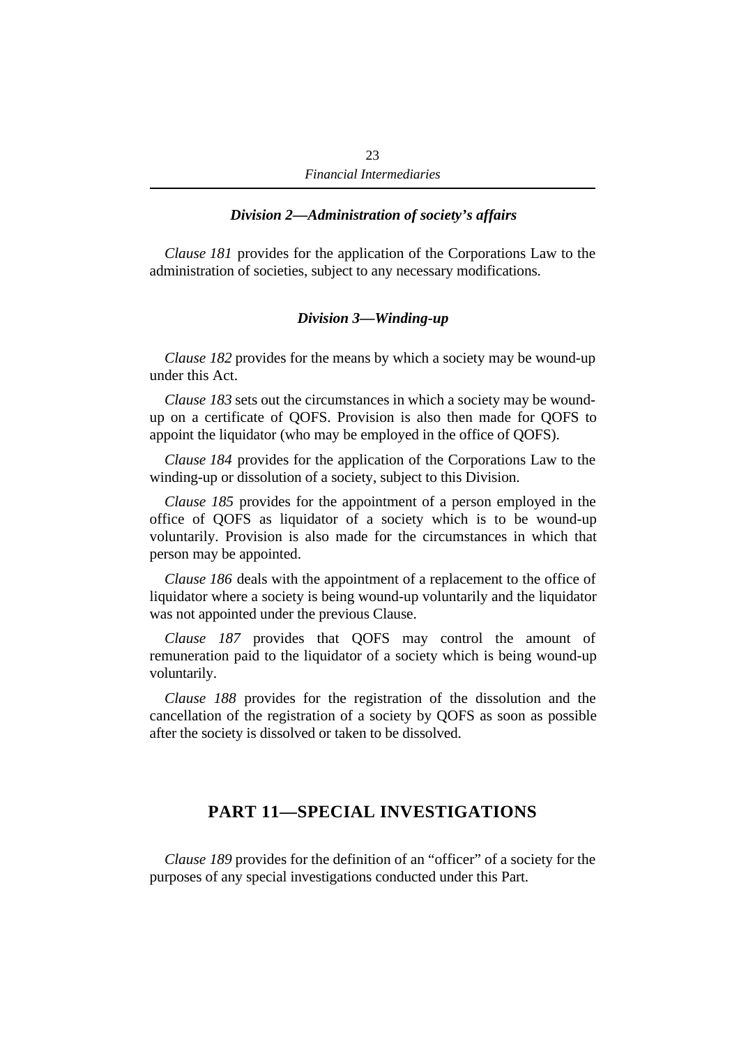### *Division 2—Administration of society's affairs*

*Clause 181* provides for the application of the Corporations Law to the administration of societies, subject to any necessary modifications.

### *Division 3—Winding-up*

*Clause 182* provides for the means by which a society may be wound-up under this Act.

*Clause 183* sets out the circumstances in which a society may be wound-up on a certificate of QOFS. Provision is also then made for QOFS to appoint the liquidator (who may be employed in the office of QOFS).

*Clause 184* provides for the application of the Corporations Law to the winding-up or dissolution of a society, subject to this Division.

*Clause 185* provides for the appointment of a person employed in the office of QOFS as liquidator of a society which is to be wound-up voluntarily. Provision is also made for the circumstances in which that person may be appointed.

*Clause 186* deals with the appointment of a replacement to the office of liquidator where a society is being wound-up voluntarily and the liquidator was not appointed under the previous Clause.

*Clause 187* provides that QOFS may control the amount of remuneration paid to the liquidator of a society which is being wound-up voluntarily.

*Clause 188* provides for the registration of the dissolution and the cancellation of the registration of a society by QOFS as soon as possible after the society is dissolved or taken to be dissolved.

## PART 11—SPECIAL INVESTIGATIONS

*Clause 189* provides for the definition of an "officer" of a society for the purposes of any special investigations conducted under this Part.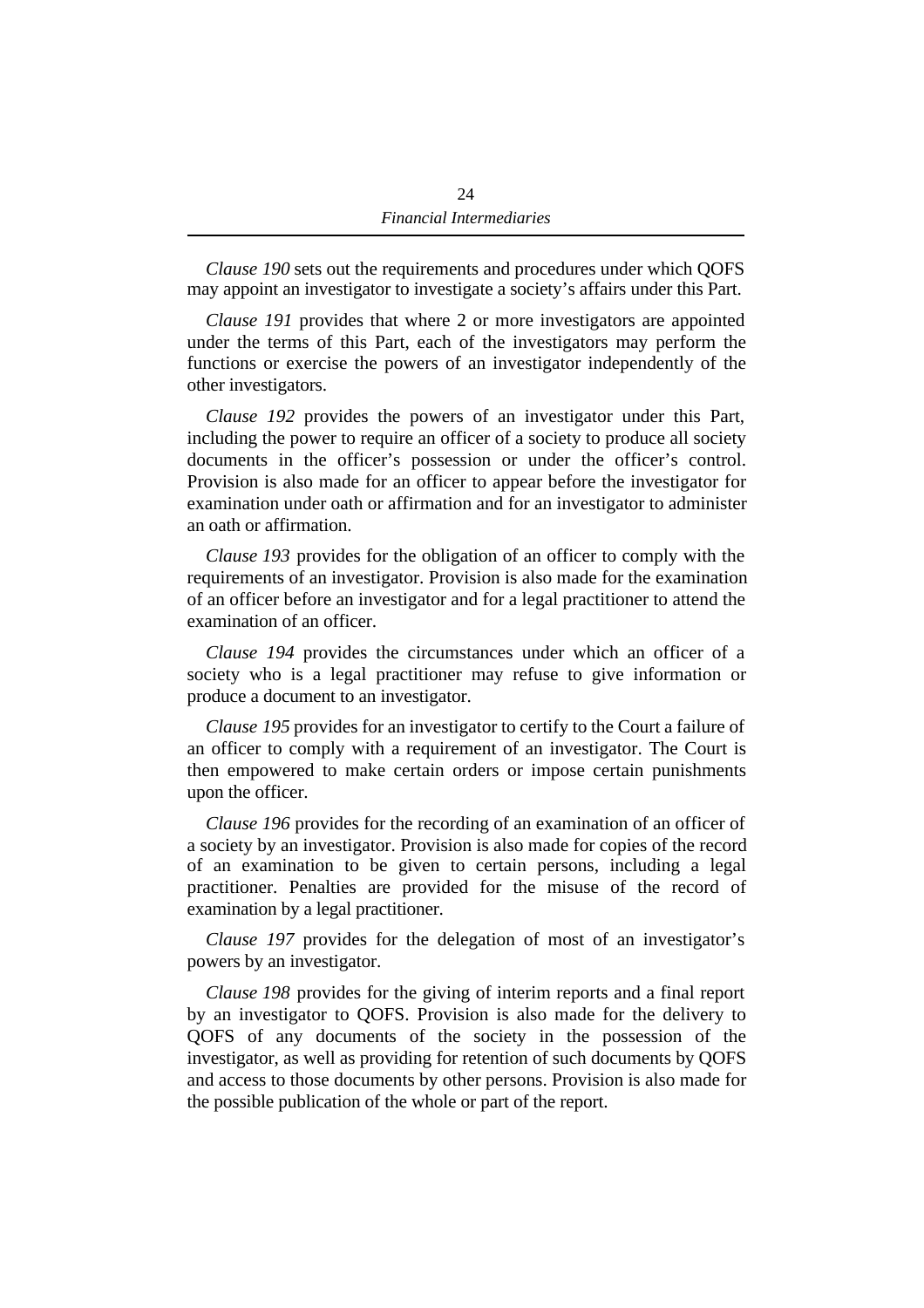*Clause 190* sets out the requirements and procedures under which QOFS may appoint an investigator to investigate a society's affairs under this Part.

*Clause 191* provides that where 2 or more investigators are appointed under the terms of this Part, each of the investigators may perform the functions or exercise the powers of an investigator independently of the other investigators.

*Clause 192* provides the powers of an investigator under this Part, including the power to require an officer of a society to produce all society documents in the officer's possession or under the officer's control. Provision is also made for an officer to appear before the investigator for examination under oath or affirmation and for an investigator to administer an oath or affirmation.

*Clause 193* provides for the obligation of an officer to comply with the requirements of an investigator. Provision is also made for the examination of an officer before an investigator and for a legal practitioner to attend the examination of an officer.

*Clause 194* provides the circumstances under which an officer of a society who is a legal practitioner may refuse to give information or produce a document to an investigator.

*Clause 195* provides for an investigator to certify to the Court a failure of an officer to comply with a requirement of an investigator. The Court is then empowered to make certain orders or impose certain punishments upon the officer.

*Clause 196* provides for the recording of an examination of an officer of a society by an investigator. Provision is also made for copies of the record of an examination to be given to certain persons, including a legal practitioner. Penalties are provided for the misuse of the record of examination by a legal practitioner.

*Clause 197* provides for the delegation of most of an investigator's powers by an investigator.

*Clause 198* provides for the giving of interim reports and a final report by an investigator to QOFS. Provision is also made for the delivery to QOFS of any documents of the society in the possession of the investigator, as well as providing for retention of such documents by QOFS and access to those documents by other persons. Provision is also made for the possible publication of the whole or part of the report.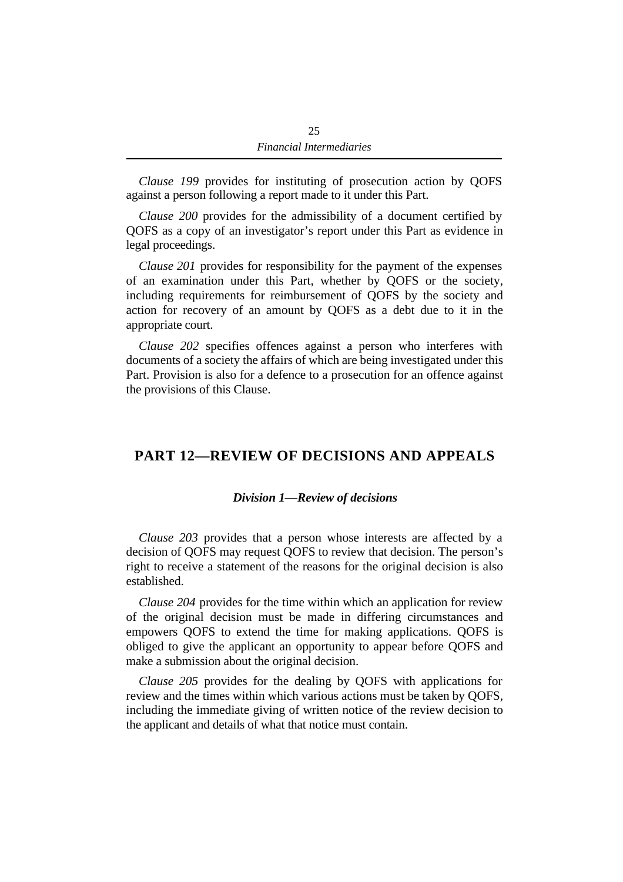*Clause 199* provides for instituting of prosecution action by QOFS against a person following a report made to it under this Part.

*Clause 200* provides for the admissibility of a document certified by QOFS as a copy of an investigator's report under this Part as evidence in legal proceedings.

*Clause 201* provides for responsibility for the payment of the expenses of an examination under this Part, whether by QOFS or the society, including requirements for reimbursement of QOFS by the society and action for recovery of an amount by QOFS as a debt due to it in the appropriate court.

*Clause 202* specifies offences against a person who interferes with documents of a society the affairs of which are being investigated under this Part. Provision is also for a defence to a prosecution for an offence against the provisions of this Clause.

## PART 12—REVIEW OF DECISIONS AND APPEALS

### *Division 1—Review of decisions*

*Clause 203* provides that a person whose interests are affected by a decision of QOFS may request QOFS to review that decision. The person's right to receive a statement of the reasons for the original decision is also established.

*Clause 204* provides for the time within which an application for review of the original decision must be made in differing circumstances and empowers QOFS to extend the time for making applications. QOFS is obliged to give the applicant an opportunity to appear before QOFS and make a submission about the original decision.

*Clause 205* provides for the dealing by QOFS with applications for review and the times within which various actions must be taken by QOFS, including the immediate giving of written notice of the review decision to the applicant and details of what that notice must contain.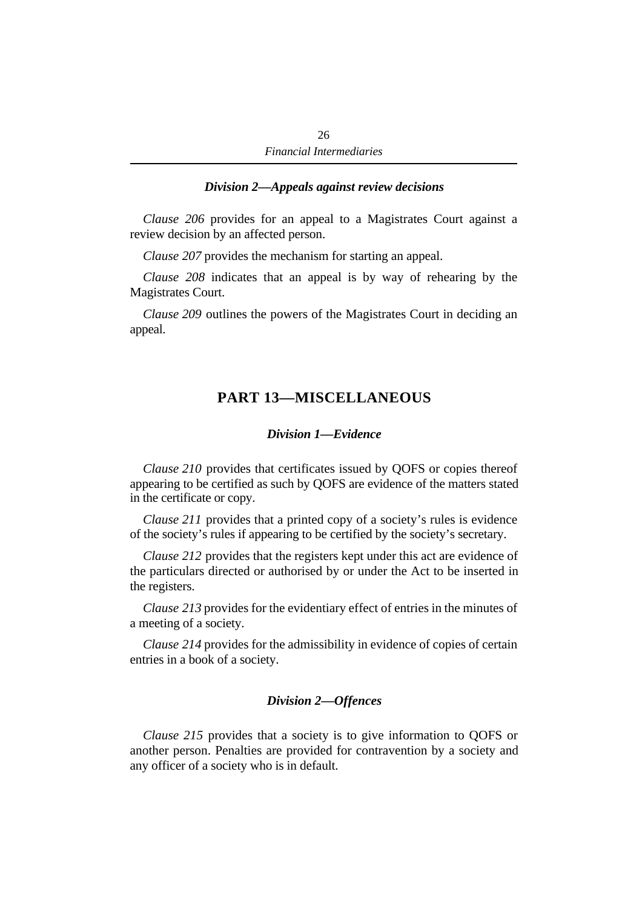### *Division 2—Appeals against review decisions*

*Clause 206* provides for an appeal to a Magistrates Court against a review decision by an affected person.

*Clause 207* provides the mechanism for starting an appeal.

*Clause 208* indicates that an appeal is by way of rehearing by the Magistrates Court.

*Clause 209* outlines the powers of the Magistrates Court in deciding an appeal.

## PART 13—MISCELLANEOUS

### *Division 1—Evidence*

*Clause 210* provides that certificates issued by QOFS or copies thereof appearing to be certified as such by QOFS are evidence of the matters stated in the certificate or copy.

*Clause 211* provides that a printed copy of a society's rules is evidence of the society's rules if appearing to be certified by the society's secretary.

*Clause 212* provides that the registers kept under this act are evidence of the particulars directed or authorised by or under the Act to be inserted in the registers.

*Clause 213* provides for the evidentiary effect of entries in the minutes of a meeting of a society.

*Clause 214* provides for the admissibility in evidence of copies of certain entries in a book of a society.

### *Division 2—Offences*

*Clause 215* provides that a society is to give information to QOFS or another person. Penalties are provided for contravention by a society and any officer of a society who is in default.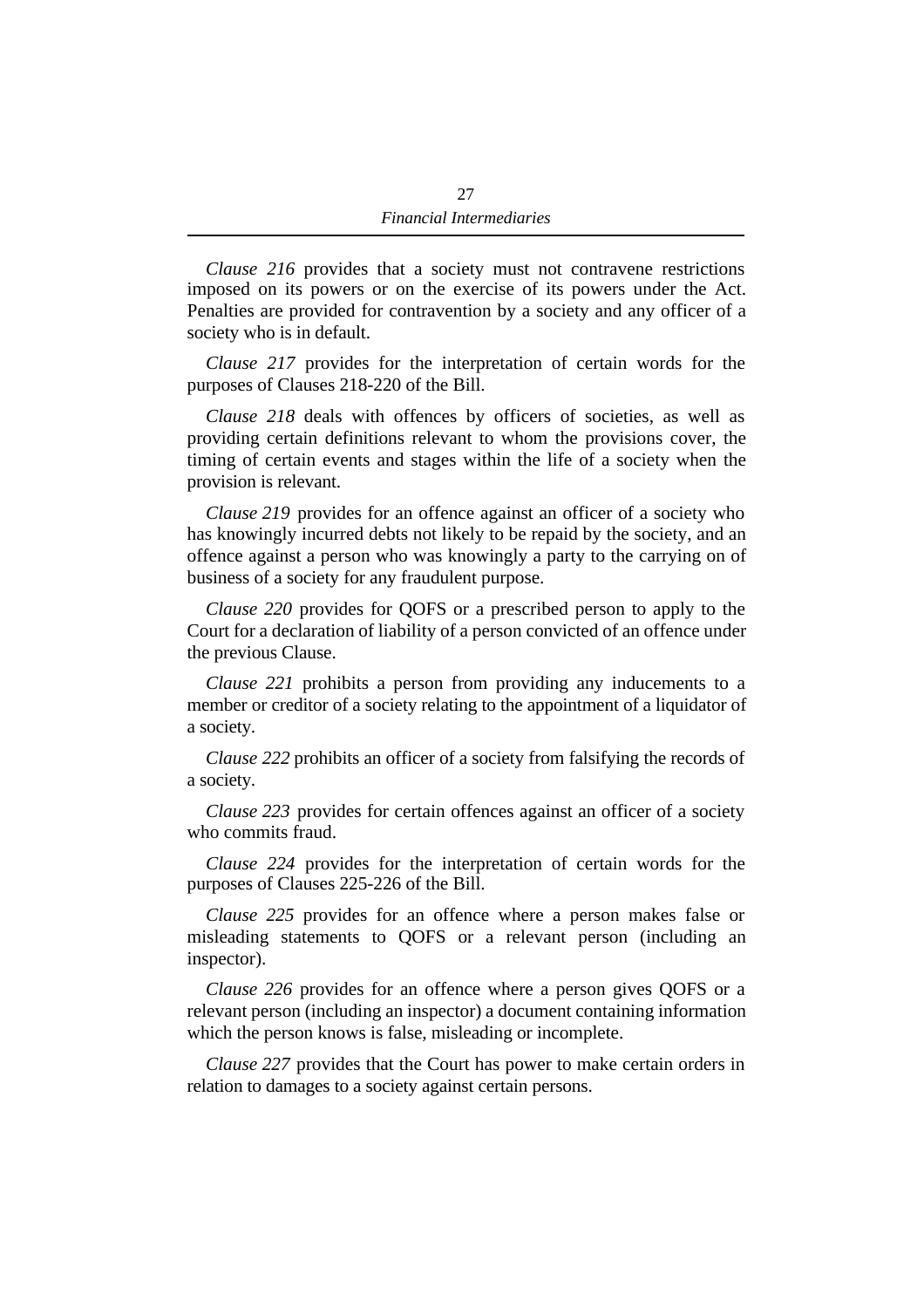*Clause 216* provides that a society must not contravene restrictions imposed on its powers or on the exercise of its powers under the Act. Penalties are provided for contravention by a society and any officer of a society who is in default.

*Clause 217* provides for the interpretation of certain words for the purposes of Clauses 218-220 of the Bill.

*Clause 218* deals with offences by officers of societies, as well as providing certain definitions relevant to whom the provisions cover, the timing of certain events and stages within the life of a society when the provision is relevant.

*Clause 219* provides for an offence against an officer of a society who has knowingly incurred debts not likely to be repaid by the society, and an offence against a person who was knowingly a party to the carrying on of business of a society for any fraudulent purpose.

*Clause 220* provides for QOFS or a prescribed person to apply to the Court for a declaration of liability of a person convicted of an offence under the previous Clause.

*Clause 221* prohibits a person from providing any inducements to a member or creditor of a society relating to the appointment of a liquidator of a society.

*Clause 222* prohibits an officer of a society from falsifying the records of a society.

*Clause 223* provides for certain offences against an officer of a society who commits fraud.

*Clause 224* provides for the interpretation of certain words for the purposes of Clauses 225-226 of the Bill.

*Clause 225* provides for an offence where a person makes false or misleading statements to QOFS or a relevant person (including an inspector).

*Clause 226* provides for an offence where a person gives QOFS or a relevant person (including an inspector) a document containing information which the person knows is false, misleading or incomplete.

*Clause 227* provides that the Court has power to make certain orders in relation to damages to a society against certain persons.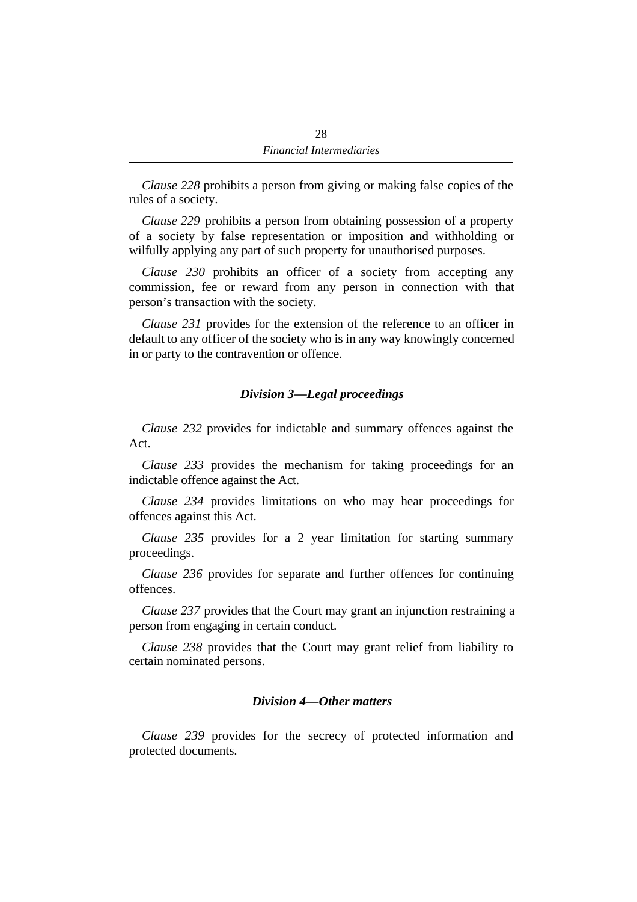*Clause 228* prohibits a person from giving or making false copies of the rules of a society.

*Clause 229* prohibits a person from obtaining possession of a property of a society by false representation or imposition and withholding or wilfully applying any part of such property for unauthorised purposes.

*Clause 230* prohibits an officer of a society from accepting any commission, fee or reward from any person in connection with that person's transaction with the society.

*Clause 231* provides for the extension of the reference to an officer in default to any officer of the society who is in any way knowingly concerned in or party to the contravention or offence.

### *Division 3—Legal proceedings*

*Clause 232* provides for indictable and summary offences against the Act.

*Clause 233* provides the mechanism for taking proceedings for an indictable offence against the Act.

*Clause 234* provides limitations on who may hear proceedings for offences against this Act.

*Clause 235* provides for a 2 year limitation for starting summary proceedings.

*Clause 236* provides for separate and further offences for continuing offences.

*Clause 237* provides that the Court may grant an injunction restraining a person from engaging in certain conduct.

*Clause 238* provides that the Court may grant relief from liability to certain nominated persons.

### *Division 4—Other matters*

*Clause 239* provides for the secrecy of protected information and protected documents.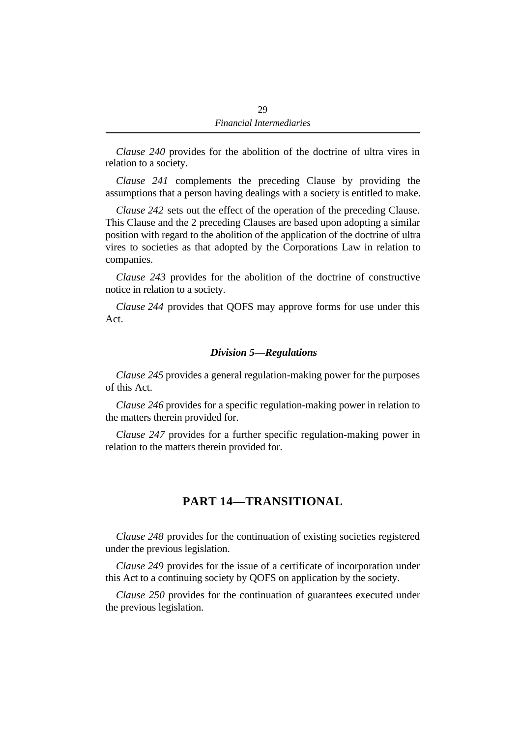*Clause 240* provides for the abolition of the doctrine of ultra vires in relation to a society.

*Clause 241* complements the preceding Clause by providing the assumptions that a person having dealings with a society is entitled to make.

*Clause 242* sets out the effect of the operation of the preceding Clause. This Clause and the 2 preceding Clauses are based upon adopting a similar position with regard to the abolition of the application of the doctrine of ultra vires to societies as that adopted by the Corporations Law in relation to companies.

*Clause 243* provides for the abolition of the doctrine of constructive notice in relation to a society.

*Clause 244* provides that QOFS may approve forms for use under this Act.

### *Division 5—Regulations*

*Clause 245* provides a general regulation-making power for the purposes of this Act.

*Clause 246* provides for a specific regulation-making power in relation to the matters therein provided for.

*Clause 247* provides for a further specific regulation-making power in relation to the matters therein provided for.

## PART 14—TRANSITIONAL

*Clause 248* provides for the continuation of existing societies registered under the previous legislation.

*Clause 249* provides for the issue of a certificate of incorporation under this Act to a continuing society by QOFS on application by the society.

*Clause 250* provides for the continuation of guarantees executed under the previous legislation.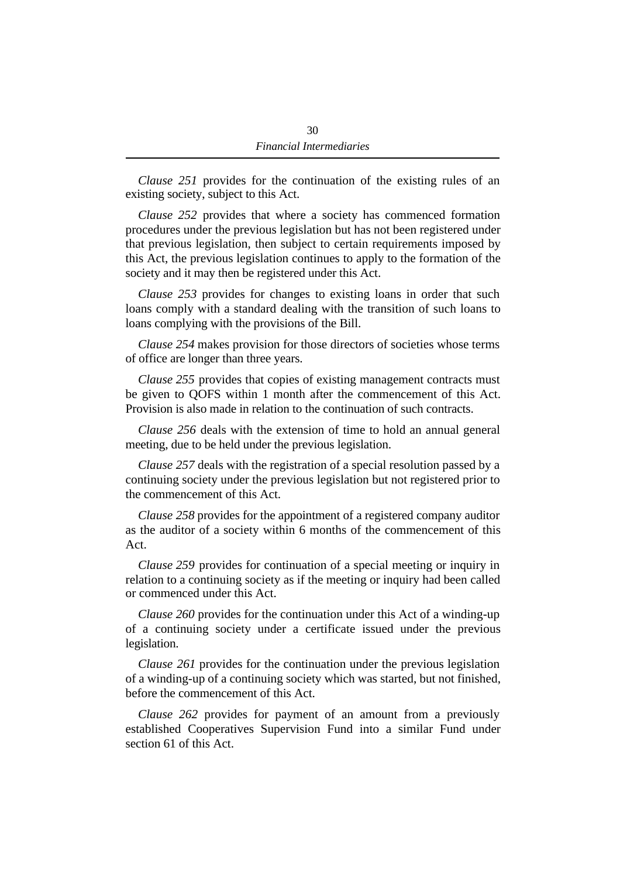*Clause 251* provides for the continuation of the existing rules of an existing society, subject to this Act.

*Clause 252* provides that where a society has commenced formation procedures under the previous legislation but has not been registered under that previous legislation, then subject to certain requirements imposed by this Act, the previous legislation continues to apply to the formation of the society and it may then be registered under this Act.

*Clause 253* provides for changes to existing loans in order that such loans comply with a standard dealing with the transition of such loans to loans complying with the provisions of the Bill.

*Clause 254* makes provision for those directors of societies whose terms of office are longer than three years.

*Clause 255* provides that copies of existing management contracts must be given to QOFS within 1 month after the commencement of this Act. Provision is also made in relation to the continuation of such contracts.

*Clause 256* deals with the extension of time to hold an annual general meeting, due to be held under the previous legislation.

*Clause 257* deals with the registration of a special resolution passed by a continuing society under the previous legislation but not registered prior to the commencement of this Act.

*Clause 258* provides for the appointment of a registered company auditor as the auditor of a society within 6 months of the commencement of this Act.

*Clause 259* provides for continuation of a special meeting or inquiry in relation to a continuing society as if the meeting or inquiry had been called or commenced under this Act.

*Clause 260* provides for the continuation under this Act of a winding-up of a continuing society under a certificate issued under the previous legislation.

*Clause 261* provides for the continuation under the previous legislation of a winding-up of a continuing society which was started, but not finished, before the commencement of this Act.

*Clause 262* provides for payment of an amount from a previously established Cooperatives Supervision Fund into a similar Fund under section 61 of this Act.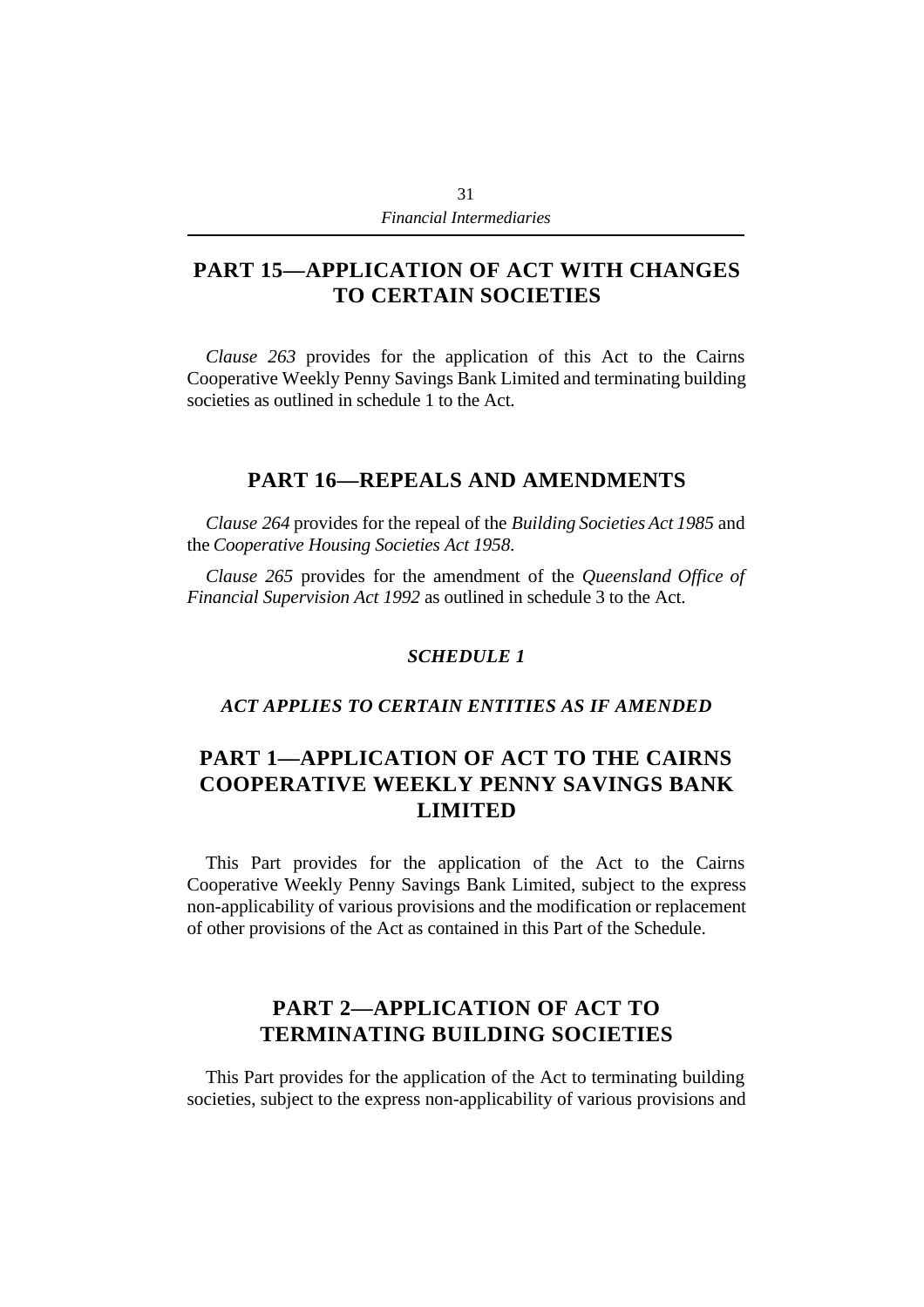## PART 15—APPLICATION OF ACT WITH CHANGES TO CERTAIN SOCIETIES

*Clause 263* provides for the application of this Act to the Cairns Cooperative Weekly Penny Savings Bank Limited and terminating building societies as outlined in schedule 1 to the Act.

## PART 16—REPEALS AND AMENDMENTS

*Clause 264* provides for the repeal of the *Building Societies Act 1985* and the *Cooperative Housing Societies Act 1958*.

*Clause 265* provides for the amendment of the *Queensland Office of Financial Supervision Act 1992* as outlined in schedule 3 to the Act.

### *SCHEDULE 1*

### *ACT APPLIES TO CERTAIN ENTITIES AS IF AMENDED*

## PART 1—APPLICATION OF ACT TO THE CAIRNS COOPERATIVE WEEKLY PENNY SAVINGS BANK LIMITED

This Part provides for the application of the Act to the Cairns Cooperative Weekly Penny Savings Bank Limited, subject to the express non-applicability of various provisions and the modification or replacement of other provisions of the Act as contained in this Part of the Schedule.

## PART 2—APPLICATION OF ACT TO TERMINATING BUILDING SOCIETIES

This Part provides for the application of the Act to terminating building societies, subject to the express non-applicability of various provisions and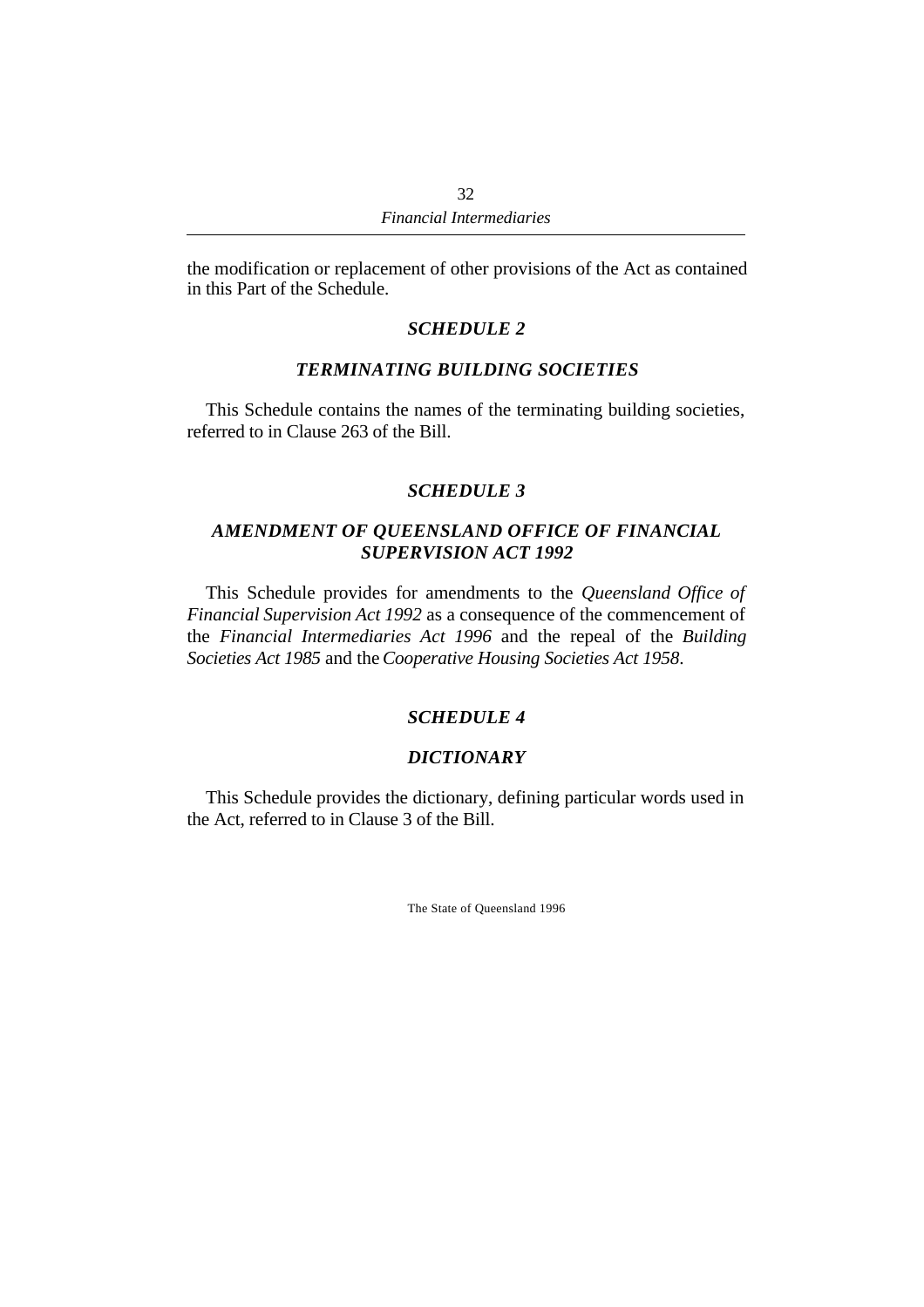the modification or replacement of other provisions of the Act as contained in this Part of the Schedule.

## *SCHEDULE 2*

## *TERMINATING BUILDING SOCIETIES*

This Schedule contains the names of the terminating building societies, referred to in Clause 263 of the Bill.

## *SCHEDULE 3*

## *AMENDMENT OF QUEENSLAND OFFICE OF FINANCIAL SUPERVISION ACT 1992*

This Schedule provides for amendments to the *Queensland Office of Financial Supervision Act 1992* as a consequence of the commencement of the *Financial Intermediaries Act 1996* and the repeal of the *Building Societies Act 1985* and the *Cooperative Housing Societies Act 1958*.

## *SCHEDULE 4*

## *DICTIONARY*

This Schedule provides the dictionary, defining particular words used in the Act, referred to in Clause 3 of the Bill.

The State of Queensland 1996